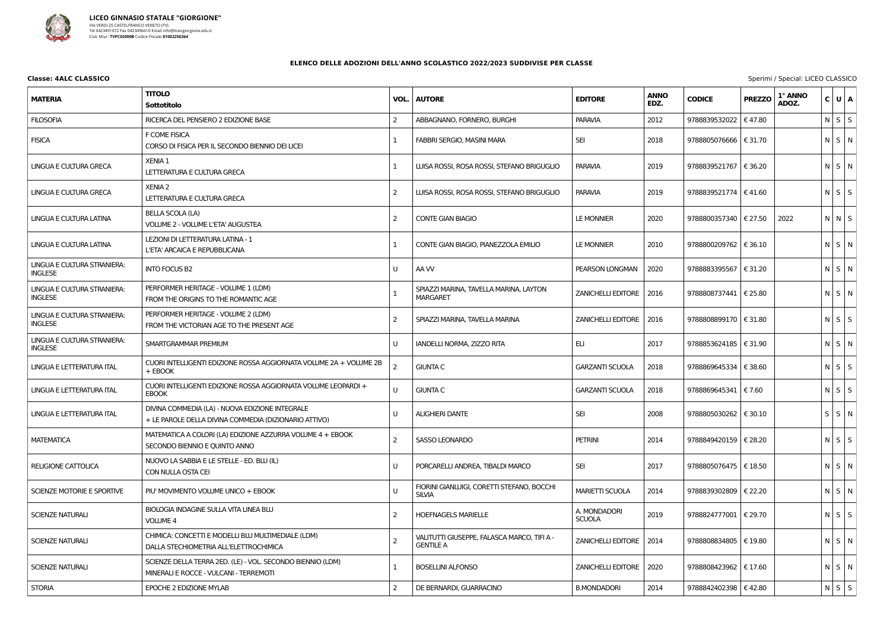**LICEO GINNASIO STATALE "GIORGIONE"**
VIA VERDI 25 CASTELFRANCO VENETO (TV)
Tel 0423491072 Fax 0423496610 Email info@liceogiorgione.edu.it
Cod. Miur: **TVPC02000B** Codice Fiscale: **81002250264**

## ELENCO DELLE ADOZIONI DELL'ANNO SCOLASTICO 2022/2023 SUDDIVISE PER CLASSE

**Classe: 4ALC CLASSICO**

Sperimi / Special: LICEO CLASSICO

| MATERIA | TITOLO Sottotitolo | VOL. | AUTORE | EDITORE | ANNO EDZ. | CODICE | PREZZO | 1° ANNO ADOZ. | C | U | A |
|---|---|---|---|---|---|---|---|---|---|---|---|
| FILOSOFIA | RICERCA DEL PENSIERO 2 EDIZIONE BASE | 2 | ABBAGNANO, FORNERO, BURGHI | PARAVIA | 2012 | 9788839532022 | € 47.80 | | N | S | S |
| FISICA | F COME FISICA<br>CORSO DI FISICA PER IL SECONDO BIENNIO DEI LICEI | 1 | FABBRI SERGIO, MASINI MARA | SEI | 2018 | 9788805076666 | € 31.70 | | N | S | N |
| LINGUA E CULTURA GRECA | XENIA 1<br>LETTERATURA E CULTURA GRECA | 1 | LUISA ROSSI, ROSA ROSSI, STEFANO BRIGUGLIO | PARAVIA | 2019 | 9788839521767 | € 36.20 | | N | S | N |
| LINGUA E CULTURA GRECA | XENIA 2<br>LETTERATURA E CULTURA GRECA | 2 | LUISA ROSSI, ROSA ROSSI, STEFANO BRIGUGLIO | PARAVIA | 2019 | 9788839521774 | € 41.60 | | N | S | S |
| LINGUA E CULTURA LATINA | BELLA SCOLA (LA)<br>VOLUME 2 - VOLUME L'ETA' AUGUSTEA | 2 | CONTE GIAN BIAGIO | LE MONNIER | 2020 | 9788800357340 | € 27.50 | 2022 | N | N | S |
| LINGUA E CULTURA LATINA | LEZIONI DI LETTERATURA LATINA - 1<br>L'ETA' ARCAICA E REPUBBLICANA | 1 | CONTE GIAN BIAGIO, PIANEZZOLA EMILIO | LE MONNIER | 2010 | 9788800209762 | € 36.10 | | N | S | N |
| LINGUA E CULTURA STRANIERA: INGLESE | INTO FOCUS B2 | U | AA VV | PEARSON LONGMAN | 2020 | 9788883395567 | € 31.20 | | N | S | N |
| LINGUA E CULTURA STRANIERA: INGLESE | PERFORMER HERITAGE - VOLUME 1 (LDM)<br>FROM THE ORIGINS TO THE ROMANTIC AGE | 1 | SPIAZZI MARINA, TAVELLA MARINA, LAYTON MARGARET | ZANICHELLI EDITORE | 2016 | 9788808737441 | € 25.80 | | N | S | N |
| LINGUA E CULTURA STRANIERA: INGLESE | PERFORMER HERITAGE - VOLUME 2 (LDM)<br>FROM THE VICTORIAN AGE TO THE PRESENT AGE | 2 | SPIAZZI MARINA, TAVELLA MARINA | ZANICHELLI EDITORE | 2016 | 9788808899170 | € 31.80 | | N | S | S |
| LINGUA E CULTURA STRANIERA: INGLESE | SMARTGRAMMAR PREMIUM | U | IANDELLI NORMA, ZIZZO RITA | ELI | 2017 | 9788853624185 | € 31.90 | | N | S | N |
| LINGUA E LETTERATURA ITAL | CUORI INTELLIGENTI EDIZIONE ROSSA AGGIORNATA VOLUME 2A + VOLUME 2B + EBOOK | 2 | GIUNTA C | GARZANTI SCUOLA | 2018 | 9788869645334 | € 38.60 | | N | S | S |
| LINGUA E LETTERATURA ITAL | CUORI INTELLIGENTI EDIZIONE ROSSA AGGIORNATA VOLUME LEOPARDI + EBOOK | U | GIUNTA C | GARZANTI SCUOLA | 2018 | 9788869645341 | € 7.60 | | N | S | S |
| LINGUA E LETTERATURA ITAL | DIVINA COMMEDIA (LA) - NUOVA EDIZIONE INTEGRALE<br>+ LE PAROLE DELLA DIVINA COMMEDIA (DIZIONARIO ATTIVO) | U | ALIGHIERI DANTE | SEI | 2008 | 9788805030262 | € 30.10 | | S | S | N |
| MATEMATICA | MATEMATICA A COLORI (LA) EDIZIONE AZZURRA VOLUME 4 + EBOOK<br>SECONDO BIENNIO E QUINTO ANNO | 2 | SASSO LEONARDO | PETRINI | 2014 | 9788849420159 | € 28.20 | | N | S | S |
| RELIGIONE CATTOLICA | NUOVO LA SABBIA E LE STELLE - ED. BLU (IL)<br>CON NULLA OSTA CEI | U | PORCARELLI ANDREA, TIBALDI MARCO | SEI | 2017 | 9788805076475 | € 18.50 | | N | S | N |
| SCIENZE MOTORIE E SPORTIVE | PIU' MOVIMENTO VOLUME UNICO + EBOOK | U | FIORINI GIANLUIGI, CORETTI STEFANO, BOCCHI SILVIA | MARIETTI SCUOLA | 2014 | 9788839302809 | € 22.20 | | N | S | N |
| SCIENZE NATURALI | BIOLOGIA INDAGINE SULLA VITA LINEA BLU<br>VOLUME 4 | 2 | HOEFNAGELS MARIELLE | A. MONDADORI SCUOLA | 2019 | 9788824777001 | € 29.70 | | N | S | S |
| SCIENZE NATURALI | CHIMICA: CONCETTI E MODELLI BLU MULTIMEDIALE (LDM)<br>DALLA STECHIOMETRIA ALL'ELETTROCHIMICA | 2 | VALITUTTI GIUSEPPE, FALASCA MARCO, TIFI A - GENTILE A | ZANICHELLI EDITORE | 2014 | 9788808834805 | € 19.80 | | N | S | N |
| SCIENZE NATURALI | SCIENZE DELLA TERRA 2ED. (LE) - VOL. SECONDO BIENNIO (LDM)<br>MINERALI E ROCCE - VULCANI - TERREMOTI | 1 | BOSELLINI ALFONSO | ZANICHELLI EDITORE | 2020 | 9788808423962 | € 17.60 | | N | S | N |
| STORIA | EPOCHE 2 EDIZIONE MYLAB | 2 | DE BERNARDI, GUARRACINO | B.MONDADORI | 2014 | 9788842402398 | € 42.80 | | N | S | S |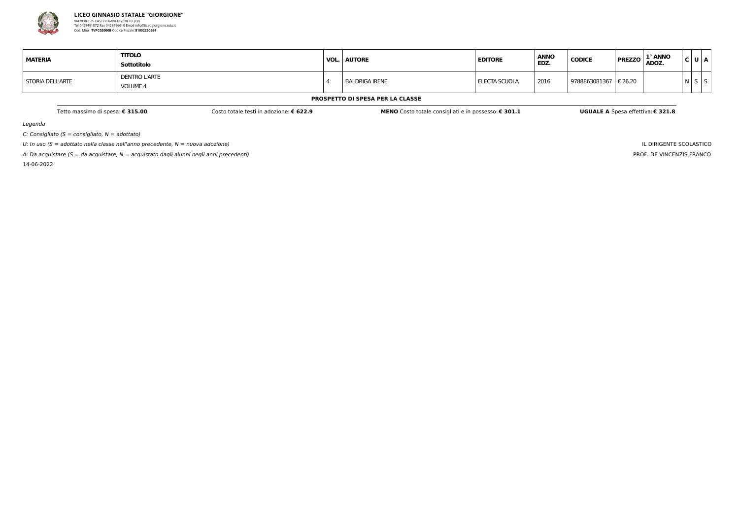**LICEO GINNASIO STATALE "GIORGIONE"**
VIA VERDI 25 CASTELFRANCO VENETO (TV)
Tel 0423491072 Fax 0423496610 Email info@liceogiorgione.edu.it
Cod. Miur: **TVPC02000B** Codice Fiscale: **81002250264**

| **MATERIA** | **TITOLO** **Sottotitolo** | **VOL.** | **AUTORE** | **EDITORE** | **ANNO EDZ.** | **CODICE** | **PREZZO** | **1° ANNO ADOZ.** | **C** | **U** | **A** |
|---|---|---|---|---|---|---|---|---|---|---|---|
| STORIA DELL'ARTE | DENTRO L'ARTE VOLUME 4 | 4 | BALDRIGA IRENE | ELECTA SCUOLA | 2016 | 9788863081367 | € 26.20 | | N | S | S |

**PROSPETTO DI SPESA PER LA CLASSE**

Tetto massimo di spesa: **€ 315.00** Costo totale testi in adozione: **€ 622.9** **MENO** Costo totale consigliati e in possesso: **€ 301.1** **UGUALE A** Spesa effettiva: **€ 321.8**

*Legenda*

*C: Consigliato (S = consigliato, N = adottato)*

*U: In uso (S = adottato nella classe nell'anno precedente, N = nuova adozione)*

*A: Da acquistare (S = da acquistare, N = acquistato dagli alunni negli anni precedenti)*

14-06-2022

IL DIRIGENTE SCOLASTICO
PROF. DE VINCENZIS FRANCO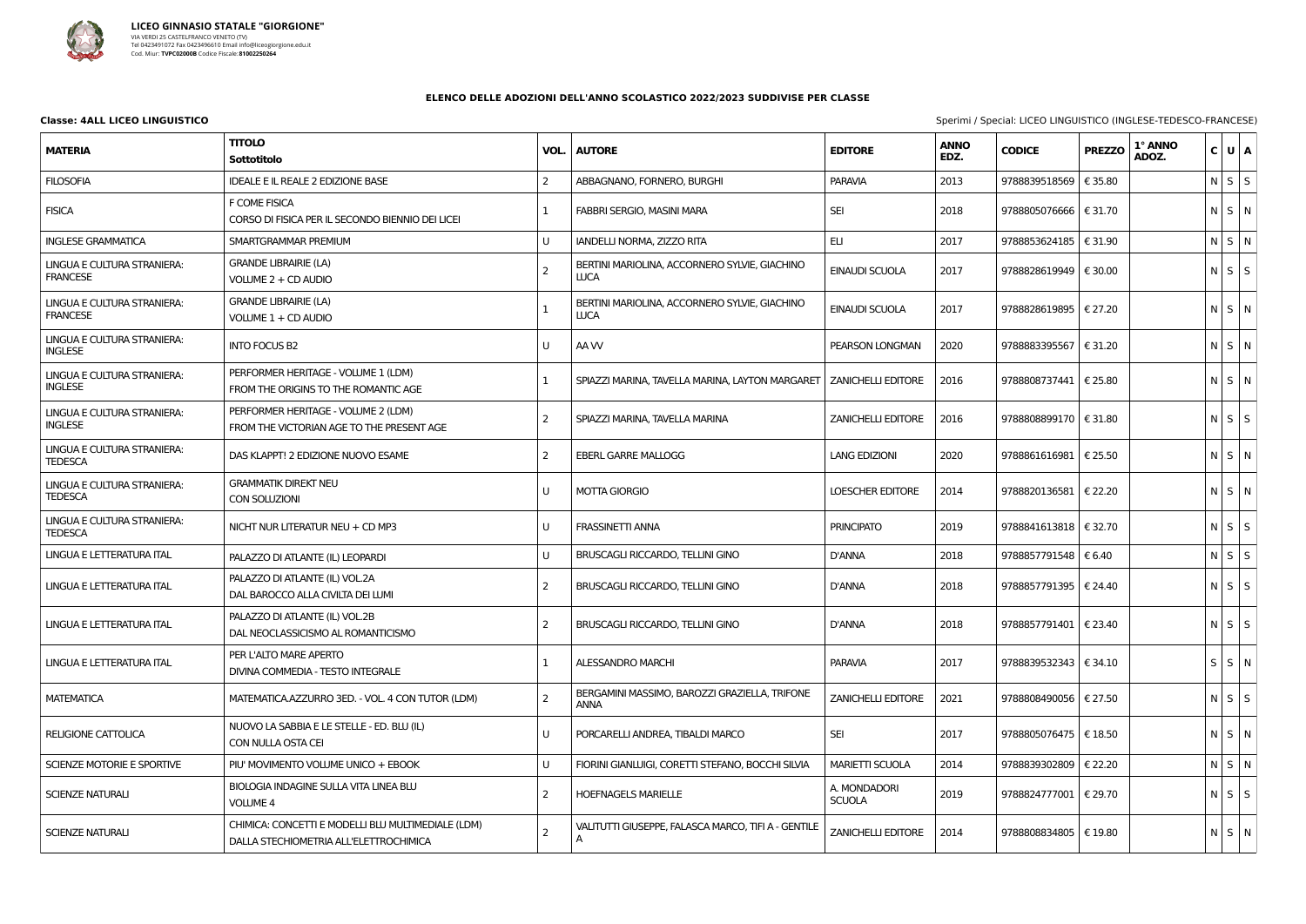**LICEO GINNASIO STATALE "GIORGIONE"**
VIA VERDI 25 CASTELFRANCO VENETO (TV)
Tel 0423491072 Fax 0423496610 Email info@liceogiorgione.edu.it
Cod. Miur: **TVPC02000B** Codice Fiscale: **81002250264**

### ELENCO DELLE ADOZIONI DELL'ANNO SCOLASTICO 2022/2023 SUDDIVISE PER CLASSE

**Classe: 4ALL LICEO LINGUISTICO**

Sperimi / Special: LICEO LINGUISTICO (INGLESE-TEDESCO-FRANCESE)

| MATERIA | TITOLO<br>Sottotitolo | VOL. | AUTORE | EDITORE | ANNO EDZ. | CODICE | PREZZO | 1° ANNO ADOZ. | C | U | A |
|---|---|---|---|---|---|---|---|---|---|---|---|
| FILOSOFIA | IDEALE E IL REALE 2 EDIZIONE BASE | 2 | ABBAGNANO, FORNERO, BURGHI | PARAVIA | 2013 | 9788839518569 | € 35.80 | | N | S | S |
| FISICA | F COME FISICA<br>CORSO DI FISICA PER IL SECONDO BIENNIO DEI LICEI | 1 | FABBRI SERGIO, MASINI MARA | SEI | 2018 | 9788805076666 | € 31.70 | | N | S | N |
| INGLESE GRAMMATICA | SMARTGRAMMAR PREMIUM | U | IANDELLI NORMA, ZIZZO RITA | ELI | 2017 | 9788853624185 | € 31.90 | | N | S | N |
| LINGUA E CULTURA STRANIERA: FRANCESE | GRANDE LIBRAIRIE (LA)<br>VOLUME 2 + CD AUDIO | 2 | BERTINI MARIOLINA, ACCORNERO SYLVIE, GIACHINO LUCA | EINAUDI SCUOLA | 2017 | 9788828619949 | € 30.00 | | N | S | S |
| LINGUA E CULTURA STRANIERA: FRANCESE | GRANDE LIBRAIRIE (LA)<br>VOLUME 1 + CD AUDIO | 1 | BERTINI MARIOLINA, ACCORNERO SYLVIE, GIACHINO LUCA | EINAUDI SCUOLA | 2017 | 9788828619895 | € 27.20 | | N | S | N |
| LINGUA E CULTURA STRANIERA: INGLESE | INTO FOCUS B2 | U | AA VV | PEARSON LONGMAN | 2020 | 9788883395567 | € 31.20 | | N | S | N |
| LINGUA E CULTURA STRANIERA: INGLESE | PERFORMER HERITAGE - VOLUME 1 (LDM)<br>FROM THE ORIGINS TO THE ROMANTIC AGE | 1 | SPIAZZI MARINA, TAVELLA MARINA, LAYTON MARGARET | ZANICHELLI EDITORE | 2016 | 9788808737441 | € 25.80 | | N | S | N |
| LINGUA E CULTURA STRANIERA: INGLESE | PERFORMER HERITAGE - VOLUME 2 (LDM)<br>FROM THE VICTORIAN AGE TO THE PRESENT AGE | 2 | SPIAZZI MARINA, TAVELLA MARINA | ZANICHELLI EDITORE | 2016 | 9788808899170 | € 31.80 | | N | S | S |
| LINGUA E CULTURA STRANIERA: TEDESCA | DAS KLAPPT! 2 EDIZIONE NUOVO ESAME | 2 | EBERL GARRE MALLOGG | LANG EDIZIONI | 2020 | 9788861616981 | € 25.50 | | N | S | N |
| LINGUA E CULTURA STRANIERA: TEDESCA | GRAMMATIK DIREKT NEU<br>CON SOLUZIONI | U | MOTTA GIORGIO | LOESCHER EDITORE | 2014 | 9788820136581 | € 22.20 | | N | S | N |
| LINGUA E CULTURA STRANIERA: TEDESCA | NICHT NUR LITERATUR NEU + CD MP3 | U | FRASSINETTI ANNA | PRINCIPATO | 2019 | 9788841613818 | € 32.70 | | N | S | S |
| LINGUA E LETTERATURA ITAL | PALAZZO DI ATLANTE (IL) LEOPARDI | U | BRUSCAGLI RICCARDO, TELLINI GINO | D'ANNA | 2018 | 9788857791548 | € 6.40 | | N | S | S |
| LINGUA E LETTERATURA ITAL | PALAZZO DI ATLANTE (IL) VOL.2A<br>DAL BAROCCO ALLA CIVILTA DEI LUMI | 2 | BRUSCAGLI RICCARDO, TELLINI GINO | D'ANNA | 2018 | 9788857791395 | € 24.40 | | N | S | S |
| LINGUA E LETTERATURA ITAL | PALAZZO DI ATLANTE (IL) VOL.2B<br>DAL NEOCLASSICISMO AL ROMANTICISMO | 2 | BRUSCAGLI RICCARDO, TELLINI GINO | D'ANNA | 2018 | 9788857791401 | € 23.40 | | N | S | S |
| LINGUA E LETTERATURA ITAL | PER L'ALTO MARE APERTO<br>DIVINA COMMEDIA - TESTO INTEGRALE | 1 | ALESSANDRO MARCHI | PARAVIA | 2017 | 9788839532343 | € 34.10 | | S | S | N |
| MATEMATICA | MATEMATICA.AZZURRO 3ED. - VOL. 4 CON TUTOR (LDM) | 2 | BERGAMINI MASSIMO, BAROZZI GRAZIELLA, TRIFONE ANNA | ZANICHELLI EDITORE | 2021 | 9788808490056 | € 27.50 | | N | S | S |
| RELIGIONE CATTOLICA | NUOVO LA SABBIA E LE STELLE - ED. BLU (IL)<br>CON NULLA OSTA CEI | U | PORCARELLI ANDREA, TIBALDI MARCO | SEI | 2017 | 9788805076475 | € 18.50 | | N | S | N |
| SCIENZE MOTORIE E SPORTIVE | PIU' MOVIMENTO VOLUME UNICO + EBOOK | U | FIORINI GIANLUIGI, CORETTI STEFANO, BOCCHI SILVIA | MARIETTI SCUOLA | 2014 | 9788839302809 | € 22.20 | | N | S | N |
| SCIENZE NATURALI | BIOLOGIA INDAGINE SULLA VITA LINEA BLU<br>VOLUME 4 | 2 | HOEFNAGELS MARIELLE | A. MONDADORI SCUOLA | 2019 | 9788824777001 | € 29.70 | | N | S | S |
| SCIENZE NATURALI | CHIMICA: CONCETTI E MODELLI BLU MULTIMEDIALE (LDM)<br>DALLA STECHIOMETRIA ALL'ELETTROCHIMICA | 2 | VALITUTTI GIUSEPPE, FALASCA MARCO, TIFI A - GENTILE A | ZANICHELLI EDITORE | 2014 | 9788808834805 | € 19.80 | | N | S | N |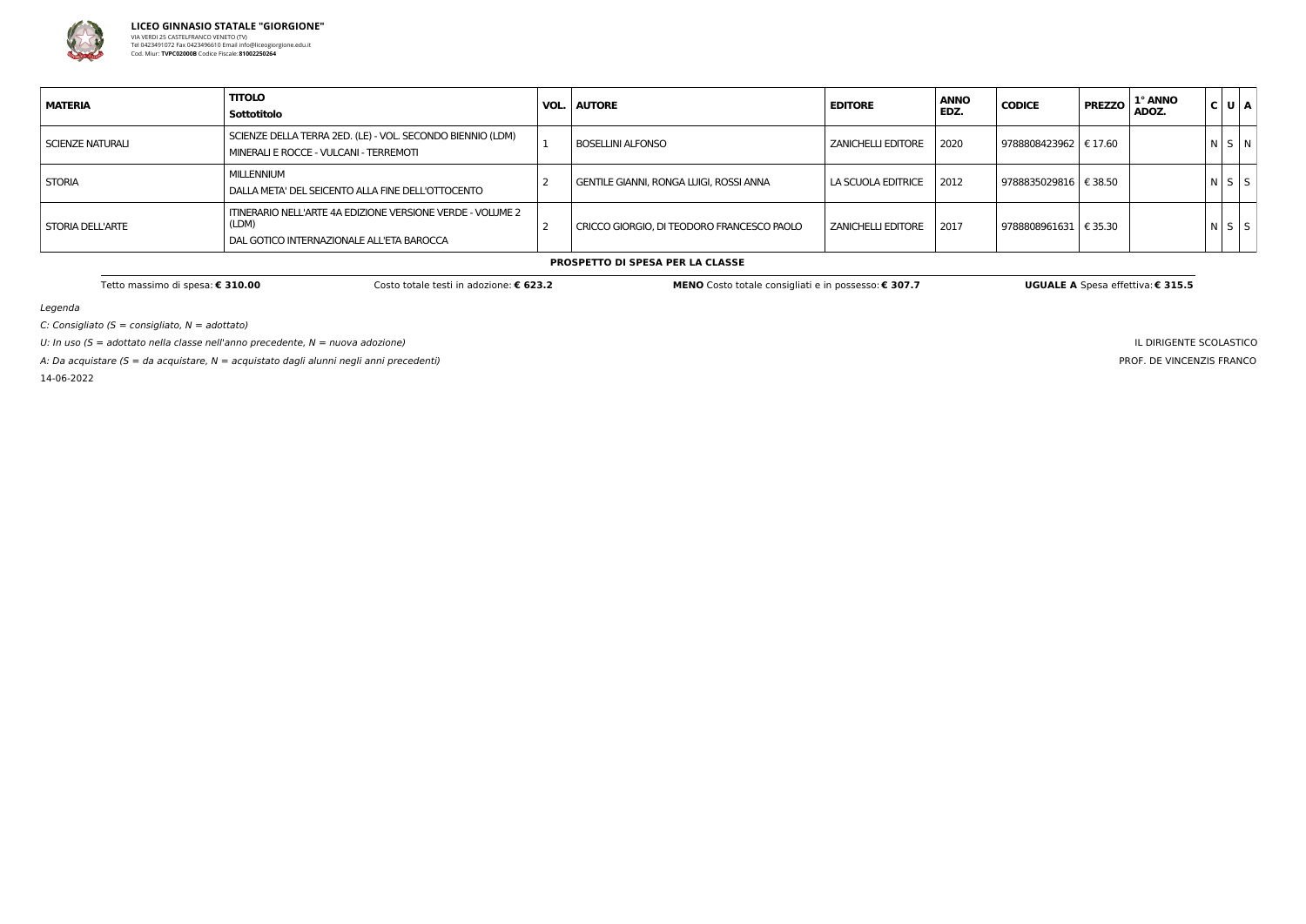**LICEO GINNASIO STATALE "GIORGIONE"**
VIA VERDI 25 CASTELFRANCO VENETO (TV)
Tel 0423491072 Fax 0423496610 Email info@liceogiorgione.edu.it
Cod. Miur: **TVPC02000B** Codice Fiscale: **81002250264**

| MATERIA | TITOLO<br>**Sottotitolo** | VOL. | AUTORE | EDITORE | ANNO EDZ. | CODICE | PREZZO | 1° ANNO ADOZ. | C | U | A |
|---|---|---|---|---|---|---|---|---|---|---|---|
| SCIENZE NATURALI | SCIENZE DELLA TERRA 2ED. (LE) - VOL. SECONDO BIENNIO (LDM)<br>MINERALI E ROCCE - VULCANI - TERREMOTI | 1 | BOSELLINI ALFONSO | ZANICHELLI EDITORE | 2020 | 9788808423962 | € 17.60 | | N | S | N |
| STORIA | MILLENNIUM<br>DALLA META' DEL SEICENTO ALLA FINE DELL'OTTOCENTO | 2 | GENTILE GIANNI, RONGA LUIGI, ROSSI ANNA | LA SCUOLA EDITRICE | 2012 | 9788835029816 | € 38.50 | | N | S | S |
| STORIA DELL'ARTE | ITINERARIO NELL'ARTE 4A EDIZIONE VERSIONE VERDE - VOLUME 2 (LDM)<br>DAL GOTICO INTERNAZIONALE ALL'ETA BAROCCA | 2 | CRICCO GIORGIO, DI TEODORO FRANCESCO PAOLO | ZANICHELLI EDITORE | 2017 | 9788808961631 | € 35.30 | | N | S | S |

**PROSPETTO DI SPESA PER LA CLASSE**

Tetto massimo di spesa: **€ 310.00** — Costo totale testi in adozione: **€ 623.2** — **MENO** Costo totale consigliati e in possesso: **€ 307.7** — **UGUALE A** Spesa effettiva: **€ 315.5**

*Legenda*

*C: Consigliato (S = consigliato, N = adottato)*

*U: In uso (S = adottato nella classe nell'anno precedente, N = nuova adozione)*

*A: Da acquistare (S = da acquistare, N = acquistato dagli alunni negli anni precedenti)*

14-06-2022

IL DIRIGENTE SCOLASTICO
PROF. DE VINCENZIS FRANCO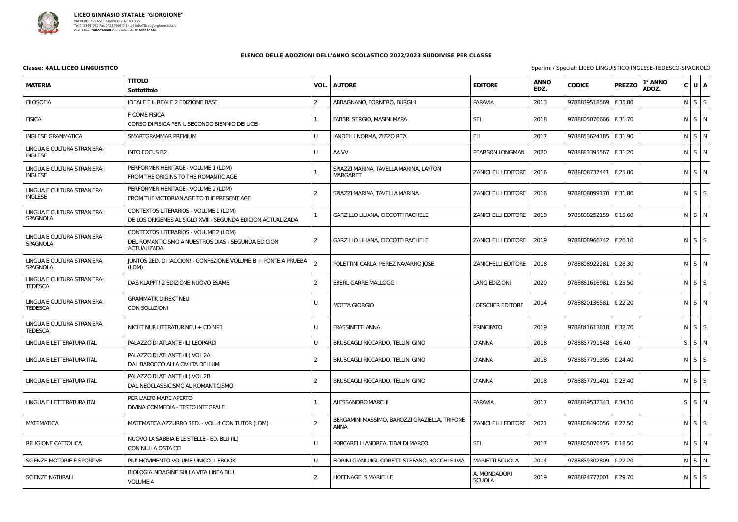**LICEO GINNASIO STATALE "GIORGIONE"**
VIA VERDI 25 CASTELFRANCO VENETO (TV)
Tel 0423491072 Fax 0423496610 Email info@liceogiorgione.edu.it
Cod. Miur: **TVPC02000B** Codice Fiscale: **81002250264**

**ELENCO DELLE ADOZIONI DELL'ANNO SCOLASTICO 2022/2023 SUDDIVISE PER CLASSE**

**Classe: 4ALL LICEO LINGUISTICO**

Sperimi / Special: LICEO LINGUISTICO INGLESE-TEDESCO-SPAGNOLO

| MATERIA | TITOLO<br>Sottotitolo | VOL. | AUTORE | EDITORE | ANNO EDZ. | CODICE | PREZZO | 1° ANNO ADOZ. | C | U | A |
|---|---|---|---|---|---|---|---|---|---|---|---|
| FILOSOFIA | IDEALE E IL REALE 2 EDIZIONE BASE | 2 | ABBAGNANO, FORNERO, BURGHI | PARAVIA | 2013 | 9788839518569 | € 35.80 | | N | S | S |
| FISICA | F COME FISICA<br>CORSO DI FISICA PER IL SECONDO BIENNIO DEI LICEI | 1 | FABBRI SERGIO, MASINI MARA | SEI | 2018 | 9788805076666 | € 31.70 | | N | S | N |
| INGLESE GRAMMATICA | SMARTGRAMMAR PREMIUM | U | IANDELLI NORMA, ZIZZO RITA | ELI | 2017 | 9788853624185 | € 31.90 | | N | S | N |
| LINGUA E CULTURA STRANIERA: INGLESE | INTO FOCUS B2 | U | AA VV | PEARSON LONGMAN | 2020 | 9788883395567 | € 31.20 | | N | S | N |
| LINGUA E CULTURA STRANIERA: INGLESE | PERFORMER HERITAGE - VOLUME 1 (LDM)<br>FROM THE ORIGINS TO THE ROMANTIC AGE | 1 | SPIAZZI MARINA, TAVELLA MARINA, LAYTON MARGARET | ZANICHELLI EDITORE | 2016 | 9788808737441 | € 25.80 | | N | S | N |
| LINGUA E CULTURA STRANIERA: INGLESE | PERFORMER HERITAGE - VOLUME 2 (LDM)<br>FROM THE VICTORIAN AGE TO THE PRESENT AGE | 2 | SPIAZZI MARINA, TAVELLA MARINA | ZANICHELLI EDITORE | 2016 | 9788808899170 | € 31.80 | | N | S | S |
| LINGUA E CULTURA STRANIERA: SPAGNOLA | CONTEXTOS LITERARIOS - VOLUME 1 (LDM)<br>DE LOS ORIGENES AL SIGLO XVIII - SEGUNDA EDICION ACTUALIZADA | 1 | GARZILLO LILIANA, CICCOTTI RACHELE | ZANICHELLI EDITORE | 2019 | 9788808252159 | € 15.60 | | N | S | N |
| LINGUA E CULTURA STRANIERA: SPAGNOLA | CONTEXTOS LITERARIOS - VOLUME 2 (LDM)<br>DEL ROMANTICISMO A NUESTROS DIAS - SEGUNDA EDICION ACTUALIZADA | 2 | GARZILLO LILIANA, CICCOTTI RACHELE | ZANICHELLI EDITORE | 2019 | 9788808966742 | € 26.10 | | N | S | S |
| LINGUA E CULTURA STRANIERA: SPAGNOLA | JUNTOS 2ED. DI !ACCION! - CONFEZIONE VOLUME B + PONTE A PRUEBA (LDM) | 2 | POLETTINI CARLA, PEREZ NAVARRO JOSE | ZANICHELLI EDITORE | 2018 | 9788808922281 | € 28.30 | | N | S | N |
| LINGUA E CULTURA STRANIERA: TEDESCA | DAS KLAPPT! 2 EDIZIONE NUOVO ESAME | 2 | EBERL GARRE MALLOGG | LANG EDIZIONI | 2020 | 9788861616981 | € 25.50 | | N | S | S |
| LINGUA E CULTURA STRANIERA: TEDESCA | GRAMMATIK DIREKT NEU<br>CON SOLUZIONI | U | MOTTA GIORGIO | LOESCHER EDITORE | 2014 | 9788820136581 | € 22.20 | | N | S | N |
| LINGUA E CULTURA STRANIERA: TEDESCA | NICHT NUR LITERATUR NEU + CD MP3 | U | FRASSINETTI ANNA | PRINCIPATO | 2019 | 9788841613818 | € 32.70 | | N | S | S |
| LINGUA E LETTERATURA ITAL | PALAZZO DI ATLANTE (IL) LEOPARDI | U | BRUSCAGLI RICCARDO, TELLINI GINO | D'ANNA | 2018 | 9788857791548 | € 6.40 | | S | S | N |
| LINGUA E LETTERATURA ITAL | PALAZZO DI ATLANTE (IL) VOL.2A<br>DAL BAROCCO ALLA CIVILTA DEI LUMI | 2 | BRUSCAGLI RICCARDO, TELLINI GINO | D'ANNA | 2018 | 9788857791395 | € 24.40 | | N | S | S |
| LINGUA E LETTERATURA ITAL | PALAZZO DI ATLANTE (IL) VOL.2B<br>DAL NEOCLASSICISMO AL ROMANTICISMO | 2 | BRUSCAGLI RICCARDO, TELLINI GINO | D'ANNA | 2018 | 9788857791401 | € 23.40 | | N | S | S |
| LINGUA E LETTERATURA ITAL | PER L'ALTO MARE APERTO<br>DIVINA COMMEDIA - TESTO INTEGRALE | 1 | ALESSANDRO MARCHI | PARAVIA | 2017 | 9788839532343 | € 34.10 | | S | S | N |
| MATEMATICA | MATEMATICA.AZZURRO 3ED. - VOL. 4 CON TUTOR (LDM) | 2 | BERGAMINI MASSIMO, BAROZZI GRAZIELLA, TRIFONE ANNA | ZANICHELLI EDITORE | 2021 | 9788808490056 | € 27.50 | | N | S | S |
| RELIGIONE CATTOLICA | NUOVO LA SABBIA E LE STELLE - ED. BLU (IL)<br>CON NULLA OSTA CEI | U | PORCARELLI ANDREA, TIBALDI MARCO | SEI | 2017 | 9788805076475 | € 18.50 | | N | S | N |
| SCIENZE MOTORIE E SPORTIVE | PIU' MOVIMENTO VOLUME UNICO + EBOOK | U | FIORINI GIANLUIGI, CORETTI STEFANO, BOCCHI SILVIA | MARIETTI SCUOLA | 2014 | 9788839302809 | € 22.20 | | N | S | N |
| SCIENZE NATURALI | BIOLOGIA INDAGINE SULLA VITA LINEA BLU<br>VOLUME 4 | 2 | HOEFNAGELS MARIELLE | A. MONDADORI SCUOLA | 2019 | 9788824777001 | € 29.70 | | N | S | S |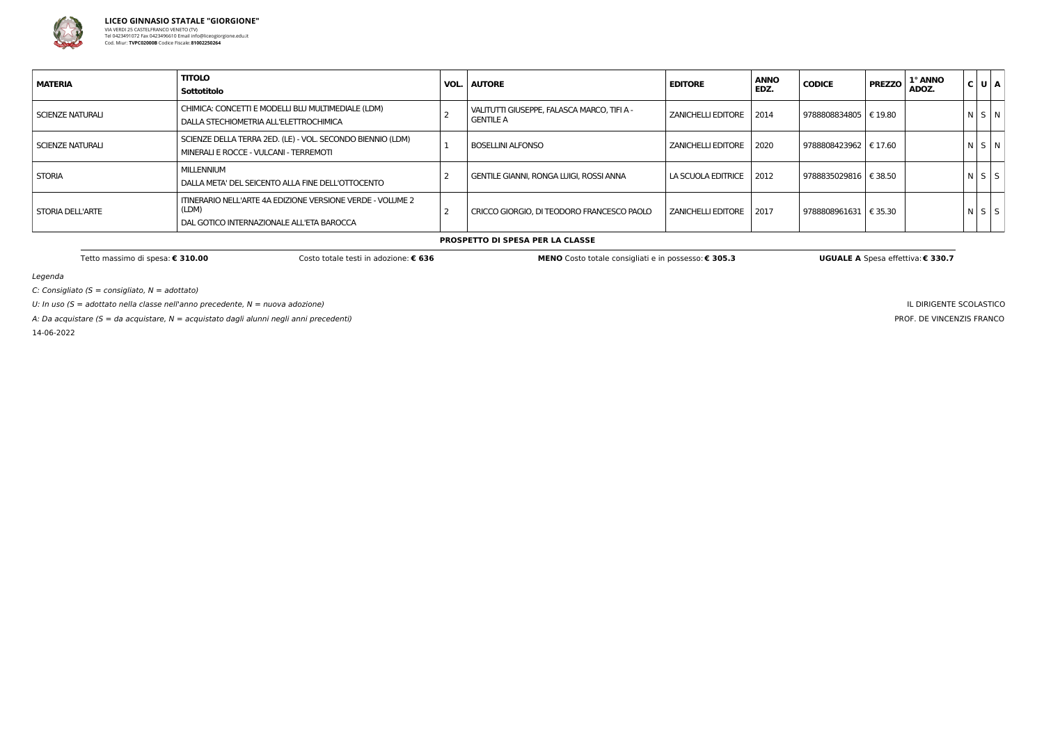**LICEO GINNASIO STATALE "GIORGIONE"**
VIA VERDI 25 CASTELFRANCO VENETO (TV)
Tel 0423491072 Fax 0423496610 Email info@liceogiorgione.edu.it
Cod. Miur: **TVPC02000B** Codice Fiscale: **81002250264**

| MATERIA | TITOLO<br>Sottotitolo | VOL. | AUTORE | EDITORE | ANNO EDZ. | CODICE | PREZZO | 1° ANNO ADOZ. | C | U | A |
|---|---|---|---|---|---|---|---|---|---|---|---|
| SCIENZE NATURALI | CHIMICA: CONCETTI E MODELLI BLU MULTIMEDIALE (LDM)<br>DALLA STECHIOMETRIA ALL'ELETTROCHIMICA | 2 | VALITUTTI GIUSEPPE, FALASCA MARCO, TIFI A - GENTILE A | ZANICHELLI EDITORE | 2014 | 9788808834805 | € 19.80 | | N | S | N |
| SCIENZE NATURALI | SCIENZE DELLA TERRA 2ED. (LE) - VOL. SECONDO BIENNIO (LDM)<br>MINERALI E ROCCE - VULCANI - TERREMOTI | 1 | BOSELLINI ALFONSO | ZANICHELLI EDITORE | 2020 | 9788808423962 | € 17.60 | | N | S | N |
| STORIA | MILLENNIUM<br>DALLA META' DEL SEICENTO ALLA FINE DELL'OTTOCENTO | 2 | GENTILE GIANNI, RONGA LUIGI, ROSSI ANNA | LA SCUOLA EDITRICE | 2012 | 9788835029816 | € 38.50 | | N | S | S |
| STORIA DELL'ARTE | ITINERARIO NELL'ARTE 4A EDIZIONE VERSIONE VERDE - VOLUME 2 (LDM)<br>DAL GOTICO INTERNAZIONALE ALL'ETA BAROCCA | 2 | CRICCO GIORGIO, DI TEODORO FRANCESCO PAOLO | ZANICHELLI EDITORE | 2017 | 9788808961631 | € 35.30 | | N | S | S |

**PROSPETTO DI SPESA PER LA CLASSE**

Tetto massimo di spesa: **€ 310.00** Costo totale testi in adozione: **€ 636** **MENO** Costo totale consigliati e in possesso: **€ 305.3** **UGUALE A** Spesa effettiva: **€ 330.7**

*Legenda*

*C: Consigliato (S = consigliato, N = adottato)*

*U: In uso (S = adottato nella classe nell'anno precedente, N = nuova adozione)*

*A: Da acquistare (S = da acquistare, N = acquistato dagli alunni negli anni precedenti)*

14-06-2022

IL DIRIGENTE SCOLASTICO
PROF. DE VINCENZIS FRANCO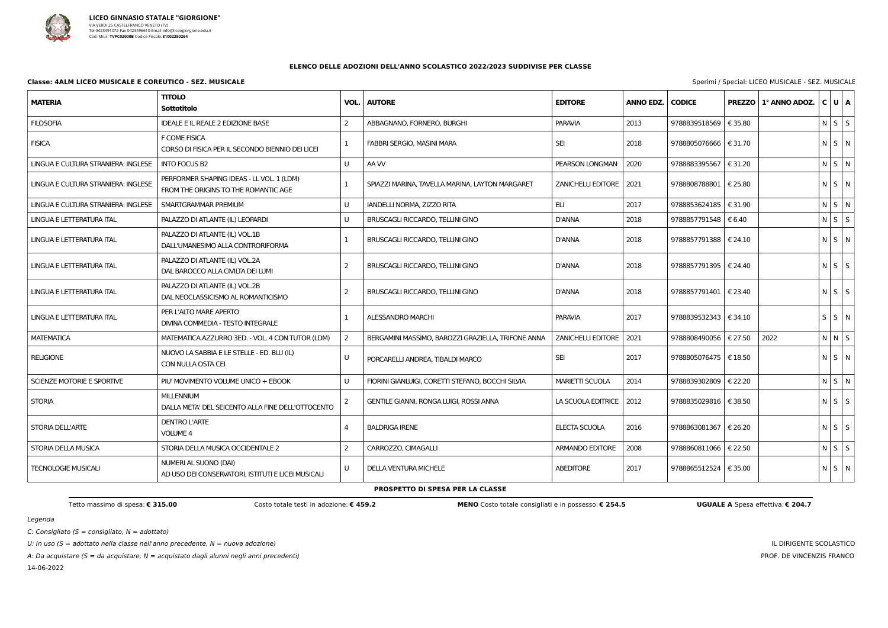**LICEO GINNASIO STATALE "GIORGIONE"**
VIA VERDI 25 CASTELFRANCO VENETO (TV)
Tel 0423491072 Fax 0423496610 Email info@liceogiorgione.edu.it
Cod. Miur: **TVPC02000B** Codice Fiscale: **81002250264**

## ELENCO DELLE ADOZIONI DELL'ANNO SCOLASTICO 2022/2023 SUDDIVISE PER CLASSE

**Classe: 4ALM LICEO MUSICALE E COREUTICO - SEZ. MUSICALE**

Sperimi / Special: LICEO MUSICALE - SEZ. MUSICALE

| MATERIA | TITOLO<br>Sottotitolo | VOL. | AUTORE | EDITORE | ANNO EDZ. | CODICE | PREZZO | 1° ANNO ADOZ. | C | U | A |
|---|---|---|---|---|---|---|---|---|---|---|---|
| FILOSOFIA | IDEALE E IL REALE 2 EDIZIONE BASE | 2 | ABBAGNANO, FORNERO, BURGHI | PARAVIA | 2013 | 9788839518569 | € 35.80 | | N | S | S |
| FISICA | F COME FISICA<br>CORSO DI FISICA PER IL SECONDO BIENNIO DEI LICEI | 1 | FABBRI SERGIO, MASINI MARA | SEI | 2018 | 9788805076666 | € 31.70 | | N | S | N |
| LINGUA E CULTURA STRANIERA: INGLESE | INTO FOCUS B2 | U | AA VV | PEARSON LONGMAN | 2020 | 9788883395567 | € 31.20 | | N | S | N |
| LINGUA E CULTURA STRANIERA: INGLESE | PERFORMER SHAPING IDEAS - LL VOL. 1 (LDM)<br>FROM THE ORIGINS TO THE ROMANTIC AGE | 1 | SPIAZZI MARINA, TAVELLA MARINA, LAYTON MARGARET | ZANICHELLI EDITORE | 2021 | 9788808788801 | € 25.80 | | N | S | N |
| LINGUA E CULTURA STRANIERA: INGLESE | SMARTGRAMMAR PREMIUM | U | IANDELLI NORMA, ZIZZO RITA | ELI | 2017 | 9788853624185 | € 31.90 | | N | S | N |
| LINGUA E LETTERATURA ITAL | PALAZZO DI ATLANTE (IL) LEOPARDI | U | BRUSCAGLI RICCARDO, TELLINI GINO | D'ANNA | 2018 | 9788857791548 | € 6.40 | | N | S | S |
| LINGUA E LETTERATURA ITAL | PALAZZO DI ATLANTE (IL) VOL.1B<br>DALL'UMANESIMO ALLA CONTRORIFORMA | 1 | BRUSCAGLI RICCARDO, TELLINI GINO | D'ANNA | 2018 | 9788857791388 | € 24.10 | | N | S | N |
| LINGUA E LETTERATURA ITAL | PALAZZO DI ATLANTE (IL) VOL.2A<br>DAL BAROCCO ALLA CIVILTA DEI LUMI | 2 | BRUSCAGLI RICCARDO, TELLINI GINO | D'ANNA | 2018 | 9788857791395 | € 24.40 | | N | S | S |
| LINGUA E LETTERATURA ITAL | PALAZZO DI ATLANTE (IL) VOL.2B<br>DAL NEOCLASSICISMO AL ROMANTICISMO | 2 | BRUSCAGLI RICCARDO, TELLINI GINO | D'ANNA | 2018 | 9788857791401 | € 23.40 | | N | S | S |
| LINGUA E LETTERATURA ITAL | PER L'ALTO MARE APERTO<br>DIVINA COMMEDIA - TESTO INTEGRALE | 1 | ALESSANDRO MARCHI | PARAVIA | 2017 | 9788839532343 | € 34.10 | | S | S | N |
| MATEMATICA | MATEMATICA.AZZURRO 3ED. - VOL. 4 CON TUTOR (LDM) | 2 | BERGAMINI MASSIMO, BAROZZI GRAZIELLA, TRIFONE ANNA | ZANICHELLI EDITORE | 2021 | 9788808490056 | € 27.50 | 2022 | N | N | S |
| RELIGIONE | NUOVO LA SABBIA E LE STELLE - ED. BLU (IL)<br>CON NULLA OSTA CEI | U | PORCARELLI ANDREA, TIBALDI MARCO | SEI | 2017 | 9788805076475 | € 18.50 | | N | S | N |
| SCIENZE MOTORIE E SPORTIVE | PIU' MOVIMENTO VOLUME UNICO + EBOOK | U | FIORINI GIANLUIGI, CORETTI STEFANO, BOCCHI SILVIA | MARIETTI SCUOLA | 2014 | 9788839302809 | € 22.20 | | N | S | N |
| STORIA | MILLENNIUM<br>DALLA META' DEL SEICENTO ALLA FINE DELL'OTTOCENTO | 2 | GENTILE GIANNI, RONGA LUIGI, ROSSI ANNA | LA SCUOLA EDITRICE | 2012 | 9788835029816 | € 38.50 | | N | S | S |
| STORIA DELL'ARTE | DENTRO L'ARTE<br>VOLUME 4 | 4 | BALDRIGA IRENE | ELECTA SCUOLA | 2016 | 9788863081367 | € 26.20 | | N | S | S |
| STORIA DELLA MUSICA | STORIA DELLA MUSICA OCCIDENTALE 2 | 2 | CARROZZO, CIMAGALLI | ARMANDO EDITORE | 2008 | 9788860811066 | € 22.50 | | N | S | S |
| TECNOLOGIE MUSICALI | NUMERI AL SUONO (DAI)<br>AD USO DEI CONSERVATORI, ISTITUTI E LICEI MUSICALI | U | DELLA VENTURA MICHELE | ABEDITORE | 2017 | 9788865512524 | € 35.00 | | N | S | N |

**PROSPETTO DI SPESA PER LA CLASSE**

Tetto massimo di spesa: **€ 315.00** Costo totale testi in adozione: **€ 459.2** **MENO** Costo totale consigliati e in possesso: **€ 254.5** **UGUALE A** Spesa effettiva: **€ 204.7**

*Legenda*

*C: Consigliato (S = consigliato, N = adottato)*

*U: In uso (S = adottato nella classe nell'anno precedente, N = nuova adozione)*

*A: Da acquistare (S = da acquistare, N = acquistato dagli alunni negli anni precedenti)*

14-06-2022

IL DIRIGENTE SCOLASTICO
PROF. DE VINCENZIS FRANCO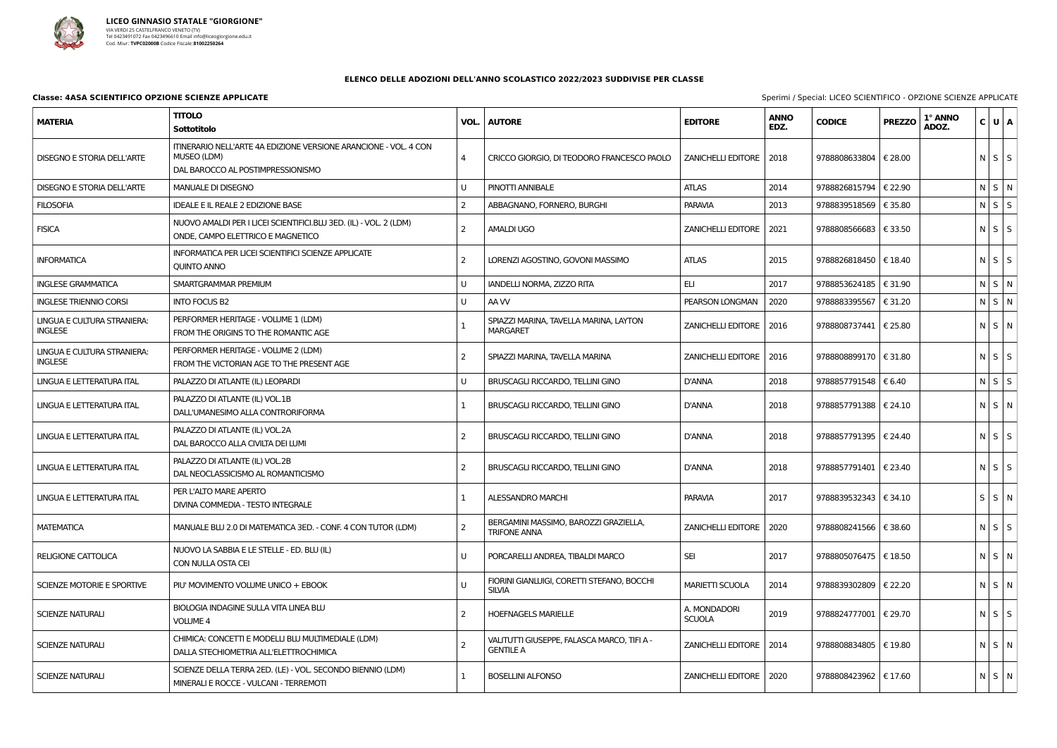**LICEO GINNASIO STATALE "GIORGIONE"**
VIA VERDI 25 CASTELFRANCO VENETO (TV)
Tel 0423491072 Fax 0423496610 Email info@liceogiorgione.edu.it
Cod. Miur: **TVPC02000B** Codice Fiscale: **81002250264**

**ELENCO DELLE ADOZIONI DELL'ANNO SCOLASTICO 2022/2023 SUDDIVISE PER CLASSE**

**Classe: 4ASA SCIENTIFICO OPZIONE SCIENZE APPLICATE**

Sperimi / Special: LICEO SCIENTIFICO - OPZIONE SCIENZE APPLICATE

| MATERIA | TITOLO Sottotitolo | VOL. | AUTORE | EDITORE | ANNO EDZ. | CODICE | PREZZO | 1° ANNO ADOZ. | C | U | A |
|---|---|---|---|---|---|---|---|---|---|---|---|
| DISEGNO E STORIA DELL'ARTE | ITINERARIO NELL'ARTE 4A EDIZIONE VERSIONE ARANCIONE - VOL. 4 CON MUSEO (LDM) DAL BAROCCO AL POSTIMPRESSIONISMO | 4 | CRICCO GIORGIO, DI TEODORO FRANCESCO PAOLO | ZANICHELLI EDITORE | 2018 | 9788808633804 | € 28.00 | | N | S | S |
| DISEGNO E STORIA DELL'ARTE | MANUALE DI DISEGNO | U | PINOTTI ANNIBALE | ATLAS | 2014 | 9788826815794 | € 22.90 | | N | S | N |
| FILOSOFIA | IDEALE E IL REALE 2 EDIZIONE BASE | 2 | ABBAGNANO, FORNERO, BURGHI | PARAVIA | 2013 | 9788839518569 | € 35.80 | | N | S | S |
| FISICA | NUOVO AMALDI PER I LICEI SCIENTIFICI.BLU 3ED. (IL) - VOL. 2 (LDM) ONDE, CAMPO ELETTRICO E MAGNETICO | 2 | AMALDI UGO | ZANICHELLI EDITORE | 2021 | 9788808566683 | € 33.50 | | N | S | S |
| INFORMATICA | INFORMATICA PER LICEI SCIENTIFICI SCIENZE APPLICATE QUINTO ANNO | 2 | LORENZI AGOSTINO, GOVONI MASSIMO | ATLAS | 2015 | 9788826818450 | € 18.40 | | N | S | S |
| INGLESE GRAMMATICA | SMARTGRAMMAR PREMIUM | U | IANDELLI NORMA, ZIZZO RITA | ELI | 2017 | 9788853624185 | € 31.90 | | N | S | N |
| INGLESE TRIENNIO CORSI | INTO FOCUS B2 | U | AA VV | PEARSON LONGMAN | 2020 | 9788883395567 | € 31.20 | | N | S | N |
| LINGUA E CULTURA STRANIERA: INGLESE | PERFORMER HERITAGE - VOLUME 1 (LDM) FROM THE ORIGINS TO THE ROMANTIC AGE | 1 | SPIAZZI MARINA, TAVELLA MARINA, LAYTON MARGARET | ZANICHELLI EDITORE | 2016 | 9788808737441 | € 25.80 | | N | S | N |
| LINGUA E CULTURA STRANIERA: INGLESE | PERFORMER HERITAGE - VOLUME 2 (LDM) FROM THE VICTORIAN AGE TO THE PRESENT AGE | 2 | SPIAZZI MARINA, TAVELLA MARINA | ZANICHELLI EDITORE | 2016 | 9788808899170 | € 31.80 | | N | S | S |
| LINGUA E LETTERATURA ITAL | PALAZZO DI ATLANTE (IL) LEOPARDI | U | BRUSCAGLI RICCARDO, TELLINI GINO | D'ANNA | 2018 | 9788857791548 | € 6.40 | | N | S | S |
| LINGUA E LETTERATURA ITAL | PALAZZO DI ATLANTE (IL) VOL.1B DALL'UMANESIMO ALLA CONTRORIFORMA | 1 | BRUSCAGLI RICCARDO, TELLINI GINO | D'ANNA | 2018 | 9788857791388 | € 24.10 | | N | S | N |
| LINGUA E LETTERATURA ITAL | PALAZZO DI ATLANTE (IL) VOL.2A DAL BAROCCO ALLA CIVILTA DEI LUMI | 2 | BRUSCAGLI RICCARDO, TELLINI GINO | D'ANNA | 2018 | 9788857791395 | € 24.40 | | N | S | S |
| LINGUA E LETTERATURA ITAL | PALAZZO DI ATLANTE (IL) VOL.2B DAL NEOCLASSICISMO AL ROMANTICISMO | 2 | BRUSCAGLI RICCARDO, TELLINI GINO | D'ANNA | 2018 | 9788857791401 | € 23.40 | | N | S | S |
| LINGUA E LETTERATURA ITAL | PER L'ALTO MARE APERTO DIVINA COMMEDIA - TESTO INTEGRALE | 1 | ALESSANDRO MARCHI | PARAVIA | 2017 | 9788839532343 | € 34.10 | | S | S | N |
| MATEMATICA | MANUALE BLU 2.0 DI MATEMATICA 3ED. - CONF. 4 CON TUTOR (LDM) | 2 | BERGAMINI MASSIMO, BAROZZI GRAZIELLA, TRIFONE ANNA | ZANICHELLI EDITORE | 2020 | 9788808241566 | € 38.60 | | N | S | S |
| RELIGIONE CATTOLICA | NUOVO LA SABBIA E LE STELLE - ED. BLU (IL) CON NULLA OSTA CEI | U | PORCARELLI ANDREA, TIBALDI MARCO | SEI | 2017 | 9788805076475 | € 18.50 | | N | S | N |
| SCIENZE MOTORIE E SPORTIVE | PIU' MOVIMENTO VOLUME UNICO + EBOOK | U | FIORINI GIANLUIGI, CORETTI STEFANO, BOCCHI SILVIA | MARIETTI SCUOLA | 2014 | 9788839302809 | € 22.20 | | N | S | N |
| SCIENZE NATURALI | BIOLOGIA INDAGINE SULLA VITA LINEA BLU VOLUME 4 | 2 | HOEFNAGELS MARIELLE | A. MONDADORI SCUOLA | 2019 | 9788824777001 | € 29.70 | | N | S | S |
| SCIENZE NATURALI | CHIMICA: CONCETTI E MODELLI BLU MULTIMEDIALE (LDM) DALLA STECHIOMETRIA ALL'ELETTROCHIMICA | 2 | VALITUTTI GIUSEPPE, FALASCA MARCO, TIFI A - GENTILE A | ZANICHELLI EDITORE | 2014 | 9788808834805 | € 19.80 | | N | S | N |
| SCIENZE NATURALI | SCIENZE DELLA TERRA 2ED. (LE) - VOL. SECONDO BIENNIO (LDM) MINERALI E ROCCE - VULCANI - TERREMOTI | 1 | BOSELLINI ALFONSO | ZANICHELLI EDITORE | 2020 | 9788808423962 | € 17.60 | | N | S | N |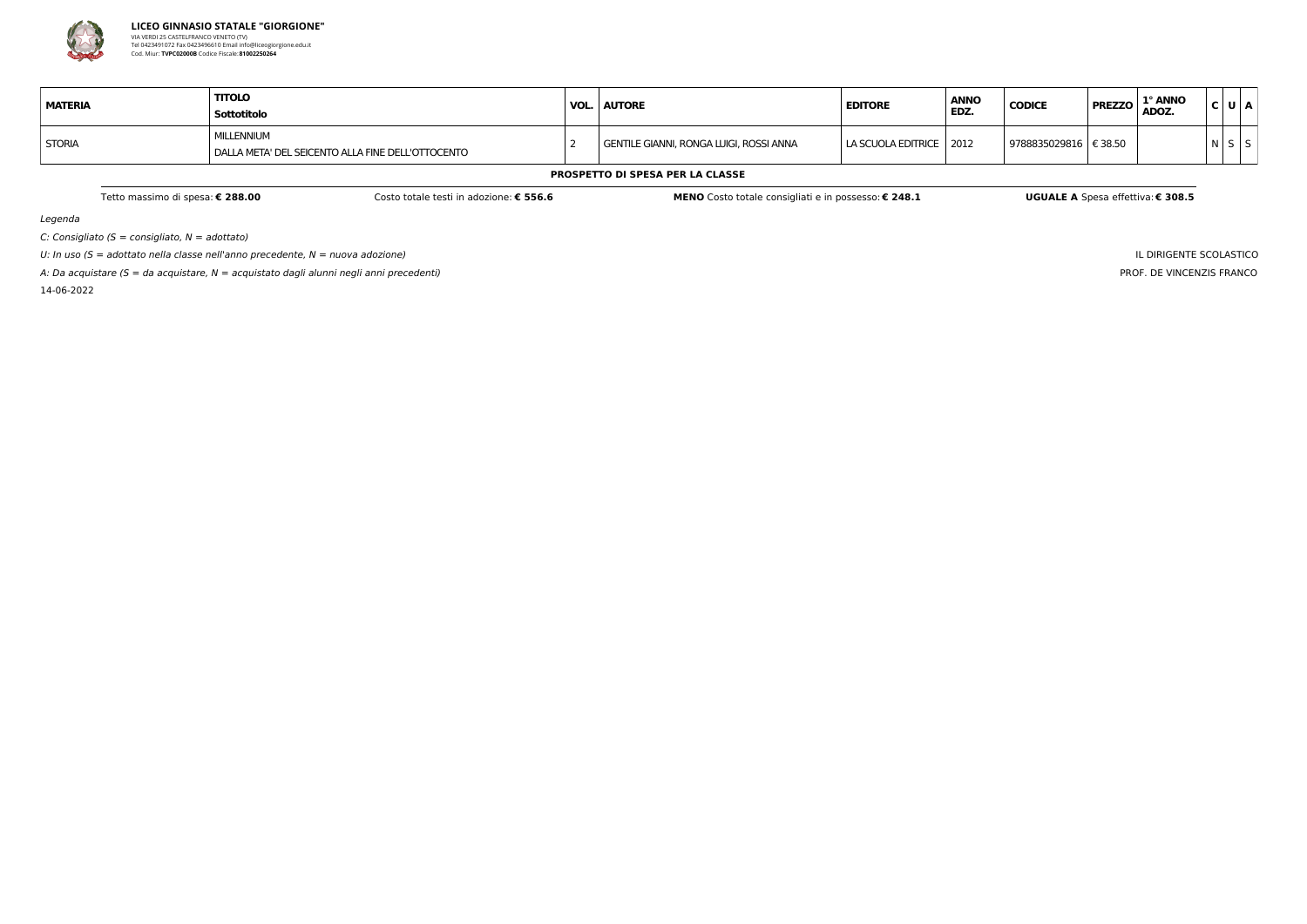**LICEO GINNASIO STATALE "GIORGIONE"**
VIA VERDI 25 CASTELFRANCO VENETO (TV)
Tel 0423491072 Fax 0423496610 Email info@liceogiorgione.edu.it
Cod. Miur: **TVPC02000B** Codice Fiscale: **81002250264**

| MATERIA | TITOLO<br>Sottotitolo | VOL. | AUTORE | EDITORE | ANNO EDZ. | CODICE | PREZZO | 1° ANNO ADOZ. | C | U | A |
|---|---|---|---|---|---|---|---|---|---|---|---|
| STORIA | MILLENNIUM<br>DALLA META' DEL SEICENTO ALLA FINE DELL'OTTOCENTO | 2 | GENTILE GIANNI, RONGA LUIGI, ROSSI ANNA | LA SCUOLA EDITRICE | 2012 | 9788835029816 | € 38.50 | | N | S | S |

**PROSPETTO DI SPESA PER LA CLASSE**

Tetto massimo di spesa: **€ 288.00** Costo totale testi in adozione: **€ 556.6** **MENO** Costo totale consigliati e in possesso: **€ 248.1** **UGUALE A** Spesa effettiva: **€ 308.5**

*Legenda*

*C: Consigliato (S = consigliato, N = adottato)*

*U: In uso (S = adottato nella classe nell'anno precedente, N = nuova adozione)*

*A: Da acquistare (S = da acquistare, N = acquistato dagli alunni negli anni precedenti)*

14-06-2022

IL DIRIGENTE SCOLASTICO
PROF. DE VINCENZIS FRANCO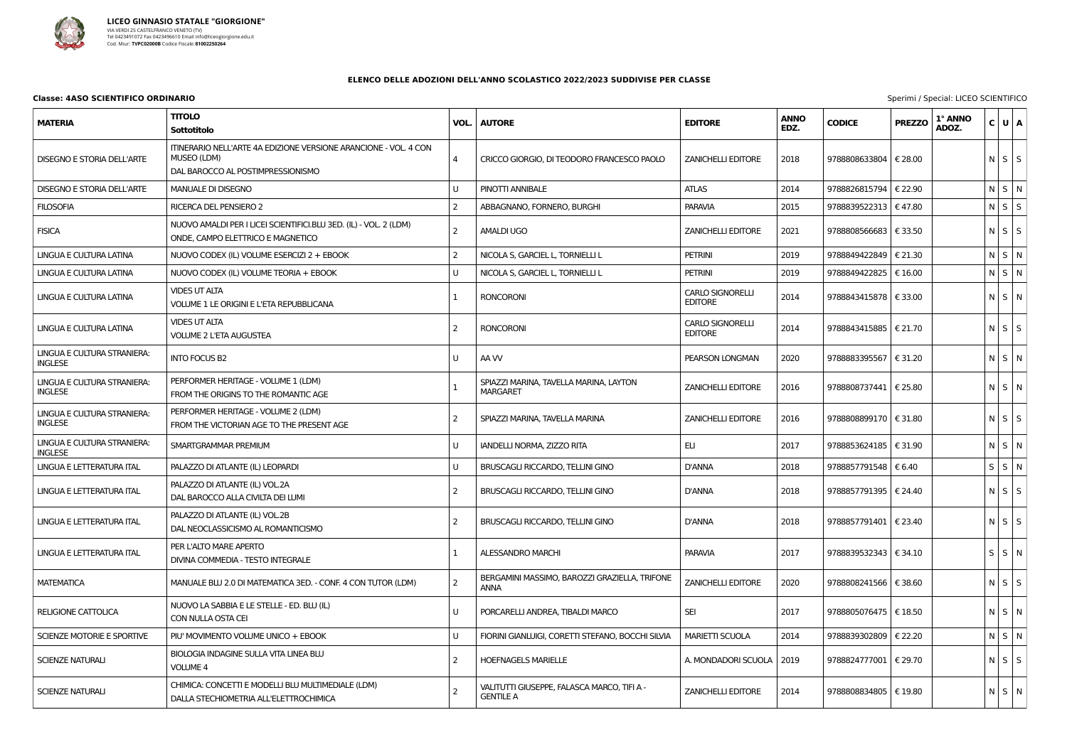**LICEO GINNASIO STATALE "GIORGIONE"**
VIA VERDI 25 CASTELFRANCO VENETO (TV)
Tel 0423491072 Fax 0423496610 Email info@liceogiorgione.edu.it
Cod. Miur: **TVPC02000B** Codice Fiscale: **81002250264**

## ELENCO DELLE ADOZIONI DELL'ANNO SCOLASTICO 2022/2023 SUDDIVISE PER CLASSE

**Classe: 4ASO SCIENTIFICO ORDINARIO**

Sperimi / Special: LICEO SCIENTIFICO

| MATERIA | TITOLO Sottotitolo | VOL. | AUTORE | EDITORE | ANNO EDZ. | CODICE | PREZZO | 1° ANNO ADOZ. | C | U | A |
|---|---|---|---|---|---|---|---|---|---|---|---|
| DISEGNO E STORIA DELL'ARTE | ITINERARIO NELL'ARTE 4A EDIZIONE VERSIONE ARANCIONE - VOL. 4 CON MUSEO (LDM)<br>DAL BAROCCO AL POSTIMPRESSIONISMO | 4 | CRICCO GIORGIO, DI TEODORO FRANCESCO PAOLO | ZANICHELLI EDITORE | 2018 | 9788808633804 | € 28.00 | | N | S | S |
| DISEGNO E STORIA DELL'ARTE | MANUALE DI DISEGNO | U | PINOTTI ANNIBALE | ATLAS | 2014 | 9788826815794 | € 22.90 | | N | S | N |
| FILOSOFIA | RICERCA DEL PENSIERO 2 | 2 | ABBAGNANO, FORNERO, BURGHI | PARAVIA | 2015 | 9788839522313 | € 47.80 | | N | S | S |
| FISICA | NUOVO AMALDI PER I LICEI SCIENTIFICI.BLU 3ED. (IL) - VOL. 2 (LDM)<br>ONDE, CAMPO ELETTRICO E MAGNETICO | 2 | AMALDI UGO | ZANICHELLI EDITORE | 2021 | 9788808566683 | € 33.50 | | N | S | S |
| LINGUA E CULTURA LATINA | NUOVO CODEX (IL) VOLUME ESERCIZI 2 + EBOOK | 2 | NICOLA S, GARCIEL L, TORNIELLI L | PETRINI | 2019 | 9788849422849 | € 21.30 | | N | S | N |
| LINGUA E CULTURA LATINA | NUOVO CODEX (IL) VOLUME TEORIA + EBOOK | U | NICOLA S, GARCIEL L, TORNIELLI L | PETRINI | 2019 | 9788849422825 | € 16.00 | | N | S | N |
| LINGUA E CULTURA LATINA | VIDES UT ALTA<br>VOLUME 1 LE ORIGINI E L'ETA REPUBBLICANA | 1 | RONCORONI | CARLO SIGNORELLI EDITORE | 2014 | 9788843415878 | € 33.00 | | N | S | N |
| LINGUA E CULTURA LATINA | VIDES UT ALTA<br>VOLUME 2 L'ETA AUGUSTEA | 2 | RONCORONI | CARLO SIGNORELLI EDITORE | 2014 | 9788843415885 | € 21.70 | | N | S | S |
| LINGUA E CULTURA STRANIERA: INGLESE | INTO FOCUS B2 | U | AA VV | PEARSON LONGMAN | 2020 | 9788883395567 | € 31.20 | | N | S | N |
| LINGUA E CULTURA STRANIERA: INGLESE | PERFORMER HERITAGE - VOLUME 1 (LDM)<br>FROM THE ORIGINS TO THE ROMANTIC AGE | 1 | SPIAZZI MARINA, TAVELLA MARINA, LAYTON MARGARET | ZANICHELLI EDITORE | 2016 | 9788808737441 | € 25.80 | | N | S | N |
| LINGUA E CULTURA STRANIERA: INGLESE | PERFORMER HERITAGE - VOLUME 2 (LDM)<br>FROM THE VICTORIAN AGE TO THE PRESENT AGE | 2 | SPIAZZI MARINA, TAVELLA MARINA | ZANICHELLI EDITORE | 2016 | 9788808899170 | € 31.80 | | N | S | S |
| LINGUA E CULTURA STRANIERA: INGLESE | SMARTGRAMMAR PREMIUM | U | IANDELLI NORMA, ZIZZO RITA | ELI | 2017 | 9788853624185 | € 31.90 | | N | S | N |
| LINGUA E LETTERATURA ITAL | PALAZZO DI ATLANTE (IL) LEOPARDI | U | BRUSCAGLI RICCARDO, TELLINI GINO | D'ANNA | 2018 | 9788857791548 | € 6.40 | | S | S | N |
| LINGUA E LETTERATURA ITAL | PALAZZO DI ATLANTE (IL) VOL.2A<br>DAL BAROCCO ALLA CIVILTA DEI LUMI | 2 | BRUSCAGLI RICCARDO, TELLINI GINO | D'ANNA | 2018 | 9788857791395 | € 24.40 | | N | S | S |
| LINGUA E LETTERATURA ITAL | PALAZZO DI ATLANTE (IL) VOL.2B<br>DAL NEOCLASSICISMO AL ROMANTICISMO | 2 | BRUSCAGLI RICCARDO, TELLINI GINO | D'ANNA | 2018 | 9788857791401 | € 23.40 | | N | S | S |
| LINGUA E LETTERATURA ITAL | PER L'ALTO MARE APERTO<br>DIVINA COMMEDIA - TESTO INTEGRALE | 1 | ALESSANDRO MARCHI | PARAVIA | 2017 | 9788839532343 | € 34.10 | | S | S | N |
| MATEMATICA | MANUALE BLU 2.0 DI MATEMATICA 3ED. - CONF. 4 CON TUTOR (LDM) | 2 | BERGAMINI MASSIMO, BAROZZI GRAZIELLA, TRIFONE ANNA | ZANICHELLI EDITORE | 2020 | 9788808241566 | € 38.60 | | N | S | S |
| RELIGIONE CATTOLICA | NUOVO LA SABBIA E LE STELLE - ED. BLU (IL)<br>CON NULLA OSTA CEI | U | PORCARELLI ANDREA, TIBALDI MARCO | SEI | 2017 | 9788805076475 | € 18.50 | | N | S | N |
| SCIENZE MOTORIE E SPORTIVE | PIU' MOVIMENTO VOLUME UNICO + EBOOK | U | FIORINI GIANLUIGI, CORETTI STEFANO, BOCCHI SILVIA | MARIETTI SCUOLA | 2014 | 9788839302809 | € 22.20 | | N | S | N |
| SCIENZE NATURALI | BIOLOGIA INDAGINE SULLA VITA LINEA BLU<br>VOLUME 4 | 2 | HOEFNAGELS MARIELLE | A. MONDADORI SCUOLA | 2019 | 9788824777001 | € 29.70 | | N | S | S |
| SCIENZE NATURALI | CHIMICA: CONCETTI E MODELLI BLU MULTIMEDIALE (LDM)<br>DALLA STECHIOMETRIA ALL'ELETTROCHIMICA | 2 | VALITUTTI GIUSEPPE, FALASCA MARCO, TIFI A - GENTILE A | ZANICHELLI EDITORE | 2014 | 9788808834805 | € 19.80 | | N | S | N |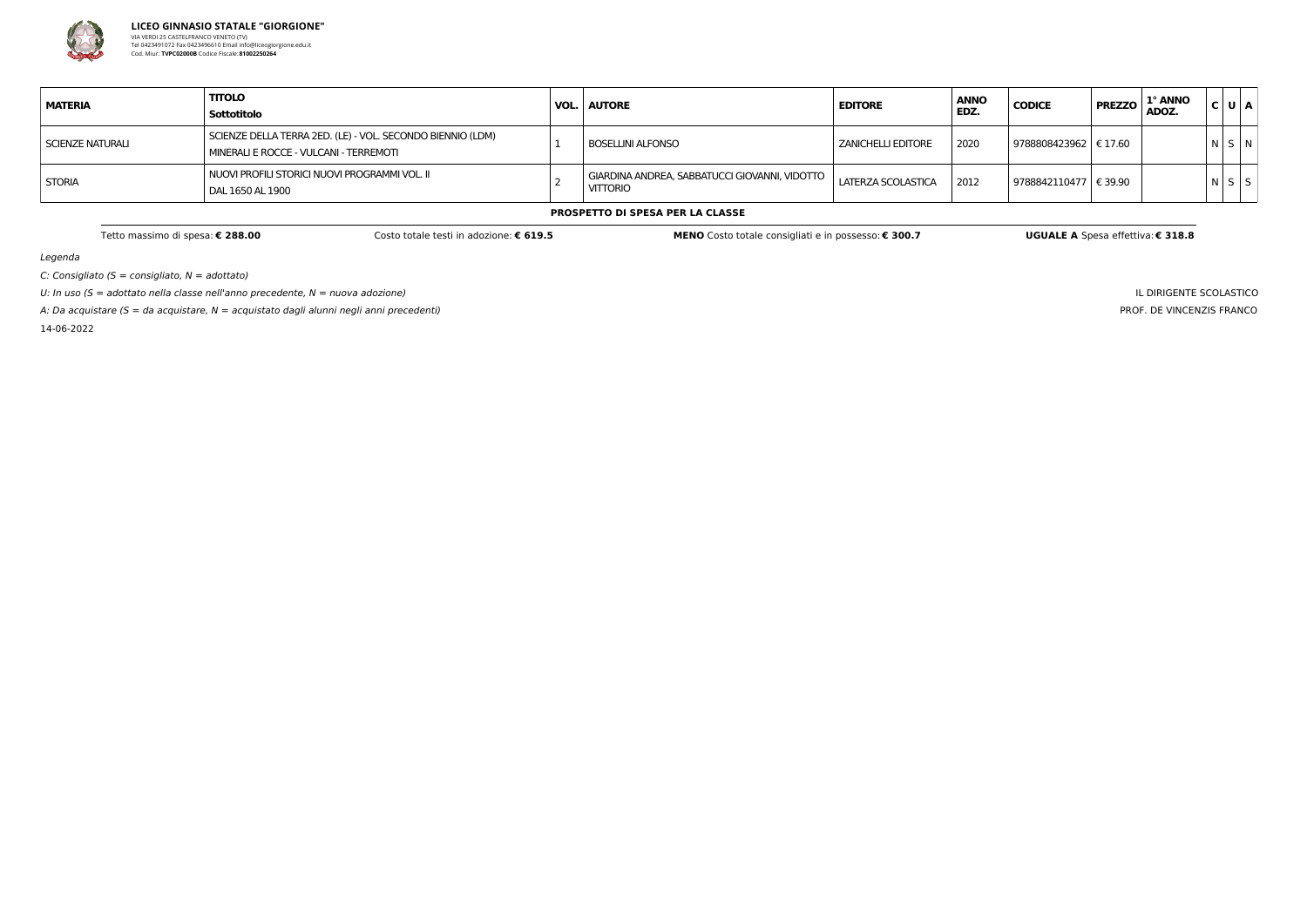**LICEO GINNASIO STATALE "GIORGIONE"**
VIA VERDI 25 CASTELFRANCO VENETO (TV)
Tel 0423491072 Fax 0423496610 Email info@liceogiorgione.edu.it
Cod. Miur: **TVPC02000B** Codice Fiscale: **81002250264**

| MATERIA | TITOLO<br>Sottotitolo | VOL. | AUTORE | EDITORE | ANNO EDZ. | CODICE | PREZZO | 1° ANNO ADOZ. | C | U | A |
|---|---|---|---|---|---|---|---|---|---|---|---|
| SCIENZE NATURALI | SCIENZE DELLA TERRA 2ED. (LE) - VOL. SECONDO BIENNIO (LDM)<br>MINERALI E ROCCE - VULCANI - TERREMOTI | 1 | BOSELLINI ALFONSO | ZANICHELLI EDITORE | 2020 | 9788808423962 | € 17.60 | | N | S | N |
| STORIA | NUOVI PROFILI STORICI NUOVI PROGRAMMI VOL. II<br>DAL 1650 AL 1900 | 2 | GIARDINA ANDREA, SABBATUCCI GIOVANNI, VIDOTTO VITTORIO | LATERZA SCOLASTICA | 2012 | 9788842110477 | € 39.90 | | N | S | S |

**PROSPETTO DI SPESA PER LA CLASSE**

Tetto massimo di spesa: **€ 288.00** | Costo totale testi in adozione: **€ 619.5** | **MENO** Costo totale consigliati e in possesso: **€ 300.7** | **UGUALE A** Spesa effettiva: **€ 318.8**

*Legenda*

*C: Consigliato (S = consigliato, N = adottato)*

*U: In uso (S = adottato nella classe nell'anno precedente, N = nuova adozione)*

*A: Da acquistare (S = da acquistare, N = acquistato dagli alunni negli anni precedenti)*

14-06-2022

IL DIRIGENTE SCOLASTICO
PROF. DE VINCENZIS FRANCO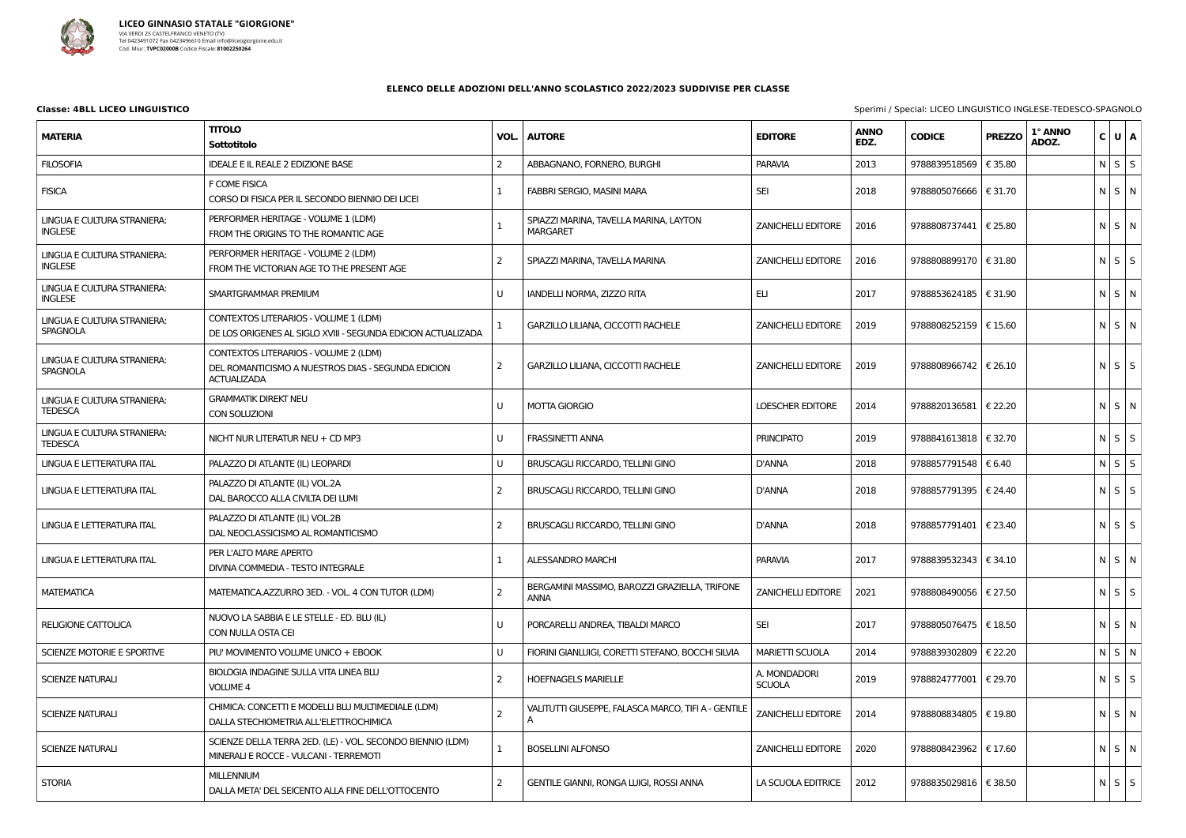**LICEO GINNASIO STATALE "GIORGIONE"**
VIA VERDI 25 CASTELFRANCO VENETO (TV)
Tel 0423491072 Fax 0423496610 Email info@liceogiorgione.edu.it
Cod. Miur: **TVPC02000B** Codice Fiscale: **81002250264**

## ELENCO DELLE ADOZIONI DELL'ANNO SCOLASTICO 2022/2023 SUDDIVISE PER CLASSE

**Classe: 4BLL LICEO LINGUISTICO** — Sperimi / Special: LICEO LINGUISTICO INGLESE-TEDESCO-SPAGNOLO

| MATERIA | TITOLO<br>Sottotitolo | VOL. | AUTORE | EDITORE | ANNO EDZ. | CODICE | PREZZO | 1° ANNO ADOZ. | C | U | A |
|---|---|---|---|---|---|---|---|---|---|---|---|
| FILOSOFIA | IDEALE E IL REALE 2 EDIZIONE BASE | 2 | ABBAGNANO, FORNERO, BURGHI | PARAVIA | 2013 | 9788839518569 | € 35.80 | | N | S | S |
| FISICA | F COME FISICA<br>CORSO DI FISICA PER IL SECONDO BIENNIO DEI LICEI | 1 | FABBRI SERGIO, MASINI MARA | SEI | 2018 | 9788805076666 | € 31.70 | | N | S | N |
| LINGUA E CULTURA STRANIERA: INGLESE | PERFORMER HERITAGE - VOLUME 1 (LDM)<br>FROM THE ORIGINS TO THE ROMANTIC AGE | 1 | SPIAZZI MARINA, TAVELLA MARINA, LAYTON MARGARET | ZANICHELLI EDITORE | 2016 | 9788808737441 | € 25.80 | | N | S | N |
| LINGUA E CULTURA STRANIERA: INGLESE | PERFORMER HERITAGE - VOLUME 2 (LDM)<br>FROM THE VICTORIAN AGE TO THE PRESENT AGE | 2 | SPIAZZI MARINA, TAVELLA MARINA | ZANICHELLI EDITORE | 2016 | 9788808899170 | € 31.80 | | N | S | S |
| LINGUA E CULTURA STRANIERA: INGLESE | SMARTGRAMMAR PREMIUM | U | IANDELLI NORMA, ZIZZO RITA | ELI | 2017 | 9788853624185 | € 31.90 | | N | S | N |
| LINGUA E CULTURA STRANIERA: SPAGNOLA | CONTEXTOS LITERARIOS - VOLUME 1 (LDM)<br>DE LOS ORIGENES AL SIGLO XVIII - SEGUNDA EDICION ACTUALIZADA | 1 | GARZILLO LILIANA, CICCOTTI RACHELE | ZANICHELLI EDITORE | 2019 | 9788808252159 | € 15.60 | | N | S | N |
| LINGUA E CULTURA STRANIERA: SPAGNOLA | CONTEXTOS LITERARIOS - VOLUME 2 (LDM)<br>DEL ROMANTICISMO A NUESTROS DIAS - SEGUNDA EDICION ACTUALIZADA | 2 | GARZILLO LILIANA, CICCOTTI RACHELE | ZANICHELLI EDITORE | 2019 | 9788808966742 | € 26.10 | | N | S | S |
| LINGUA E CULTURA STRANIERA: TEDESCA | GRAMMATIK DIREKT NEU<br>CON SOLUZIONI | U | MOTTA GIORGIO | LOESCHER EDITORE | 2014 | 9788820136581 | € 22.20 | | N | S | N |
| LINGUA E CULTURA STRANIERA: TEDESCA | NICHT NUR LITERATUR NEU + CD MP3 | U | FRASSINETTI ANNA | PRINCIPATO | 2019 | 9788841613818 | € 32.70 | | N | S | S |
| LINGUA E LETTERATURA ITAL | PALAZZO DI ATLANTE (IL) LEOPARDI | U | BRUSCAGLI RICCARDO, TELLINI GINO | D'ANNA | 2018 | 9788857791548 | € 6.40 | | N | S | S |
| LINGUA E LETTERATURA ITAL | PALAZZO DI ATLANTE (IL) VOL.2A<br>DAL BAROCCO ALLA CIVILTA DEI LUMI | 2 | BRUSCAGLI RICCARDO, TELLINI GINO | D'ANNA | 2018 | 9788857791395 | € 24.40 | | N | S | S |
| LINGUA E LETTERATURA ITAL | PALAZZO DI ATLANTE (IL) VOL.2B<br>DAL NEOCLASSICISMO AL ROMANTICISMO | 2 | BRUSCAGLI RICCARDO, TELLINI GINO | D'ANNA | 2018 | 9788857791401 | € 23.40 | | N | S | S |
| LINGUA E LETTERATURA ITAL | PER L'ALTO MARE APERTO<br>DIVINA COMMEDIA - TESTO INTEGRALE | 1 | ALESSANDRO MARCHI | PARAVIA | 2017 | 9788839532343 | € 34.10 | | N | S | N |
| MATEMATICA | MATEMATICA.AZZURRO 3ED. - VOL. 4 CON TUTOR (LDM) | 2 | BERGAMINI MASSIMO, BAROZZI GRAZIELLA, TRIFONE ANNA | ZANICHELLI EDITORE | 2021 | 9788808490056 | € 27.50 | | N | S | S |
| RELIGIONE CATTOLICA | NUOVO LA SABBIA E LE STELLE - ED. BLU (IL)<br>CON NULLA OSTA CEI | U | PORCARELLI ANDREA, TIBALDI MARCO | SEI | 2017 | 9788805076475 | € 18.50 | | N | S | N |
| SCIENZE MOTORIE E SPORTIVE | PIU' MOVIMENTO VOLUME UNICO + EBOOK | U | FIORINI GIANLUIGI, CORETTI STEFANO, BOCCHI SILVIA | MARIETTI SCUOLA | 2014 | 9788839302809 | € 22.20 | | N | S | N |
| SCIENZE NATURALI | BIOLOGIA INDAGINE SULLA VITA LINEA BLU<br>VOLUME 4 | 2 | HOEFNAGELS MARIELLE | A. MONDADORI SCUOLA | 2019 | 9788824777001 | € 29.70 | | N | S | S |
| SCIENZE NATURALI | CHIMICA: CONCETTI E MODELLI BLU MULTIMEDIALE (LDM)<br>DALLA STECHIOMETRIA ALL'ELETTROCHIMICA | 2 | VALITUTTI GIUSEPPE, FALASCA MARCO, TIFI A - GENTILE A | ZANICHELLI EDITORE | 2014 | 9788808834805 | € 19.80 | | N | S | N |
| SCIENZE NATURALI | SCIENZE DELLA TERRA 2ED. (LE) - VOL. SECONDO BIENNIO (LDM)<br>MINERALI E ROCCE - VULCANI - TERREMOTI | 1 | BOSELLINI ALFONSO | ZANICHELLI EDITORE | 2020 | 9788808423962 | € 17.60 | | N | S | N |
| STORIA | MILLENNIUM<br>DALLA META' DEL SEICENTO ALLA FINE DELL'OTTOCENTO | 2 | GENTILE GIANNI, RONGA LUIGI, ROSSI ANNA | LA SCUOLA EDITRICE | 2012 | 9788835029816 | € 38.50 | | N | S | S |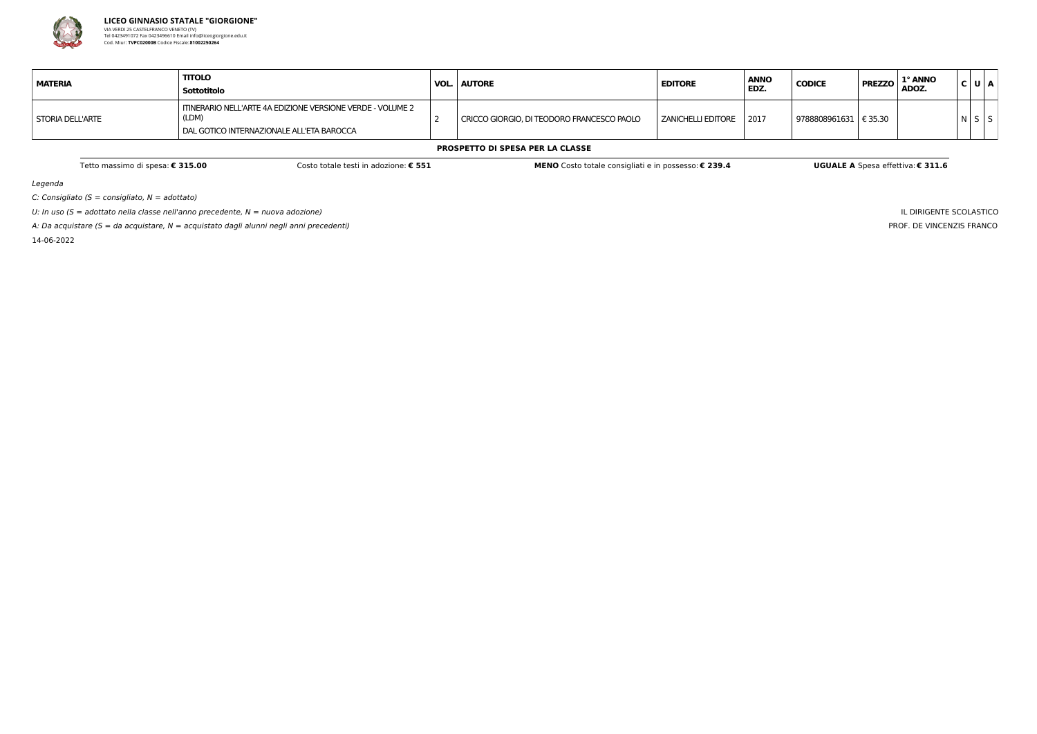**LICEO GINNASIO STATALE "GIORGIONE"**
VIA VERDI 25 CASTELFRANCO VENETO (TV)
Tel 0423491072 Fax 0423496610 Email info@liceogiorgione.edu.it
Cod. Miur: **TVPC02000B** Codice Fiscale: **81002250264**

| MATERIA | TITOLO<br>Sottotitolo | VOL. | AUTORE | EDITORE | ANNO EDZ. | CODICE | PREZZO | 1° ANNO ADOZ. | C | U | A |
|---|---|---|---|---|---|---|---|---|---|---|---|
| STORIA DELL'ARTE | ITINERARIO NELL'ARTE 4A EDIZIONE VERSIONE VERDE - VOLUME 2 (LDM)<br>DAL GOTICO INTERNAZIONALE ALL'ETA BAROCCA | 2 | CRICCO GIORGIO, DI TEODORO FRANCESCO PAOLO | ZANICHELLI EDITORE | 2017 | 9788808961631 | € 35.30 | | N | S | S |

**PROSPETTO DI SPESA PER LA CLASSE**

Tetto massimo di spesa: **€ 315.00** — Costo totale testi in adozione: **€ 551** — **MENO** Costo totale consigliati e in possesso: **€ 239.4** — **UGUALE A** Spesa effettiva: **€ 311.6**

*Legenda*

*C: Consigliato (S = consigliato, N = adottato)*

*U: In uso (S = adottato nella classe nell'anno precedente, N = nuova adozione)*

*A: Da acquistare (S = da acquistare, N = acquistato dagli alunni negli anni precedenti)*

14-06-2022

IL DIRIGENTE SCOLASTICO
PROF. DE VINCENZIS FRANCO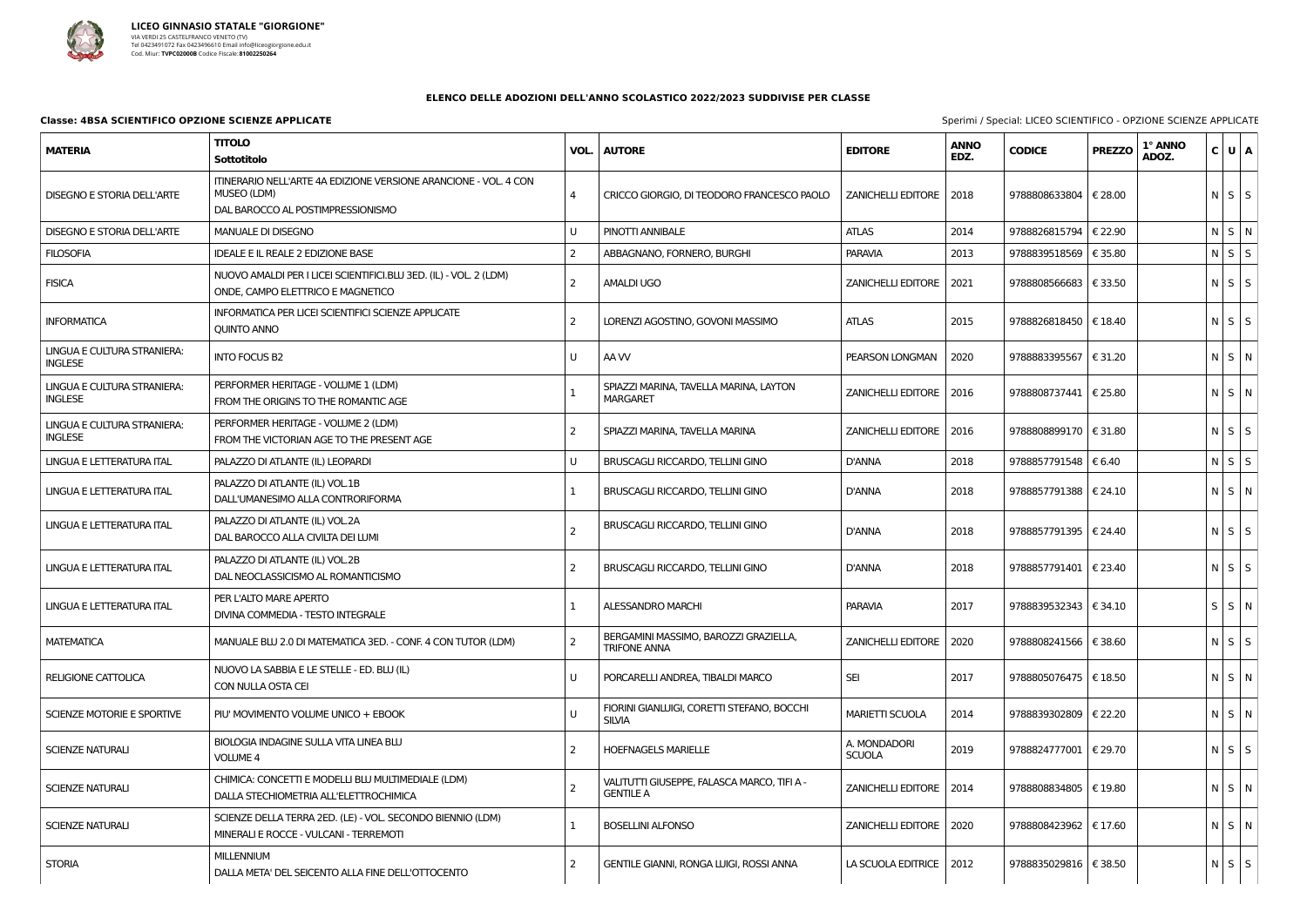**LICEO GINNASIO STATALE "GIORGIONE"**
VIA VERDI 25 CASTELFRANCO VENETO (TV)
Tel 0423491072 Fax 0423496610 Email info@liceogiorgione.edu.it
Cod. Miur: **TVPC02000B** Codice Fiscale: **81002250264**

**ELENCO DELLE ADOZIONI DELL'ANNO SCOLASTICO 2022/2023 SUDDIVISE PER CLASSE**

**Classe: 4BSA SCIENTIFICO OPZIONE SCIENZE APPLICATE** — Sperimi / Special: LICEO SCIENTIFICO - OPZIONE SCIENZE APPLICATE

| MATERIA | TITOLO Sottotitolo | VOL. | AUTORE | EDITORE | ANNO EDZ. | CODICE | PREZZO | 1° ANNO ADOZ. | C | U | A |
|---|---|---|---|---|---|---|---|---|---|---|---|
| DISEGNO E STORIA DELL'ARTE | ITINERARIO NELL'ARTE 4A EDIZIONE VERSIONE ARANCIONE - VOL. 4 CON MUSEO (LDM) DAL BAROCCO AL POSTIMPRESSIONISMO | 4 | CRICCO GIORGIO, DI TEODORO FRANCESCO PAOLO | ZANICHELLI EDITORE | 2018 | 9788808633804 | € 28.00 | | N | S | S |
| DISEGNO E STORIA DELL'ARTE | MANUALE DI DISEGNO | U | PINOTTI ANNIBALE | ATLAS | 2014 | 9788826815794 | € 22.90 | | N | S | N |
| FILOSOFIA | IDEALE E IL REALE 2 EDIZIONE BASE | 2 | ABBAGNANO, FORNERO, BURGHI | PARAVIA | 2013 | 9788839518569 | € 35.80 | | N | S | S |
| FISICA | NUOVO AMALDI PER I LICEI SCIENTIFICI.BLU 3ED. (IL) - VOL. 2 (LDM) ONDE, CAMPO ELETTRICO E MAGNETICO | 2 | AMALDI UGO | ZANICHELLI EDITORE | 2021 | 9788808566683 | € 33.50 | | N | S | S |
| INFORMATICA | INFORMATICA PER LICEI SCIENTIFICI SCIENZE APPLICATE QUINTO ANNO | 2 | LORENZI AGOSTINO, GOVONI MASSIMO | ATLAS | 2015 | 9788826818450 | € 18.40 | | N | S | S |
| LINGUA E CULTURA STRANIERA: INGLESE | INTO FOCUS B2 | U | AA VV | PEARSON LONGMAN | 2020 | 9788883395567 | € 31.20 | | N | S | N |
| LINGUA E CULTURA STRANIERA: INGLESE | PERFORMER HERITAGE - VOLUME 1 (LDM) FROM THE ORIGINS TO THE ROMANTIC AGE | 1 | SPIAZZI MARINA, TAVELLA MARINA, LAYTON MARGARET | ZANICHELLI EDITORE | 2016 | 9788808737441 | € 25.80 | | N | S | N |
| LINGUA E CULTURA STRANIERA: INGLESE | PERFORMER HERITAGE - VOLUME 2 (LDM) FROM THE VICTORIAN AGE TO THE PRESENT AGE | 2 | SPIAZZI MARINA, TAVELLA MARINA | ZANICHELLI EDITORE | 2016 | 9788808899170 | € 31.80 | | N | S | S |
| LINGUA E LETTERATURA ITAL | PALAZZO DI ATLANTE (IL) LEOPARDI | U | BRUSCAGLI RICCARDO, TELLINI GINO | D'ANNA | 2018 | 9788857791548 | € 6.40 | | N | S | S |
| LINGUA E LETTERATURA ITAL | PALAZZO DI ATLANTE (IL) VOL.1B DALL'UMANESIMO ALLA CONTRORIFORMA | 1 | BRUSCAGLI RICCARDO, TELLINI GINO | D'ANNA | 2018 | 9788857791388 | € 24.10 | | N | S | N |
| LINGUA E LETTERATURA ITAL | PALAZZO DI ATLANTE (IL) VOL.2A DAL BAROCCO ALLA CIVILTA DEI LUMI | 2 | BRUSCAGLI RICCARDO, TELLINI GINO | D'ANNA | 2018 | 9788857791395 | € 24.40 | | N | S | S |
| LINGUA E LETTERATURA ITAL | PALAZZO DI ATLANTE (IL) VOL.2B DAL NEOCLASSICISMO AL ROMANTICISMO | 2 | BRUSCAGLI RICCARDO, TELLINI GINO | D'ANNA | 2018 | 9788857791401 | € 23.40 | | N | S | S |
| LINGUA E LETTERATURA ITAL | PER L'ALTO MARE APERTO DIVINA COMMEDIA - TESTO INTEGRALE | 1 | ALESSANDRO MARCHI | PARAVIA | 2017 | 9788839532343 | € 34.10 | | S | S | N |
| MATEMATICA | MANUALE BLU 2.0 DI MATEMATICA 3ED. - CONF. 4 CON TUTOR (LDM) | 2 | BERGAMINI MASSIMO, BAROZZI GRAZIELLA, TRIFONE ANNA | ZANICHELLI EDITORE | 2020 | 9788808241566 | € 38.60 | | N | S | S |
| RELIGIONE CATTOLICA | NUOVO LA SABBIA E LE STELLE - ED. BLU (IL) CON NULLA OSTA CEI | U | PORCARELLI ANDREA, TIBALDI MARCO | SEI | 2017 | 9788805076475 | € 18.50 | | N | S | N |
| SCIENZE MOTORIE E SPORTIVE | PIU' MOVIMENTO VOLUME UNICO + EBOOK | U | FIORINI GIANLUIGI, CORETTI STEFANO, BOCCHI SILVIA | MARIETTI SCUOLA | 2014 | 9788839302809 | € 22.20 | | N | S | N |
| SCIENZE NATURALI | BIOLOGIA INDAGINE SULLA VITA LINEA BLU VOLUME 4 | 2 | HOEFNAGELS MARIELLE | A. MONDADORI SCUOLA | 2019 | 9788824777001 | € 29.70 | | N | S | S |
| SCIENZE NATURALI | CHIMICA: CONCETTI E MODELLI BLU MULTIMEDIALE (LDM) DALLA STECHIOMETRIA ALL'ELETTROCHIMICA | 2 | VALITUTTI GIUSEPPE, FALASCA MARCO, TIFI A - GENTILE A | ZANICHELLI EDITORE | 2014 | 9788808834805 | € 19.80 | | N | S | N |
| SCIENZE NATURALI | SCIENZE DELLA TERRA 2ED. (LE) - VOL. SECONDO BIENNIO (LDM) MINERALI E ROCCE - VULCANI - TERREMOTI | 1 | BOSELLINI ALFONSO | ZANICHELLI EDITORE | 2020 | 9788808423962 | € 17.60 | | N | S | N |
| STORIA | MILLENNIUM DALLA META' DEL SEICENTO ALLA FINE DELL'OTTOCENTO | 2 | GENTILE GIANNI, RONGA LUIGI, ROSSI ANNA | LA SCUOLA EDITRICE | 2012 | 9788835029816 | € 38.50 | | N | S | S |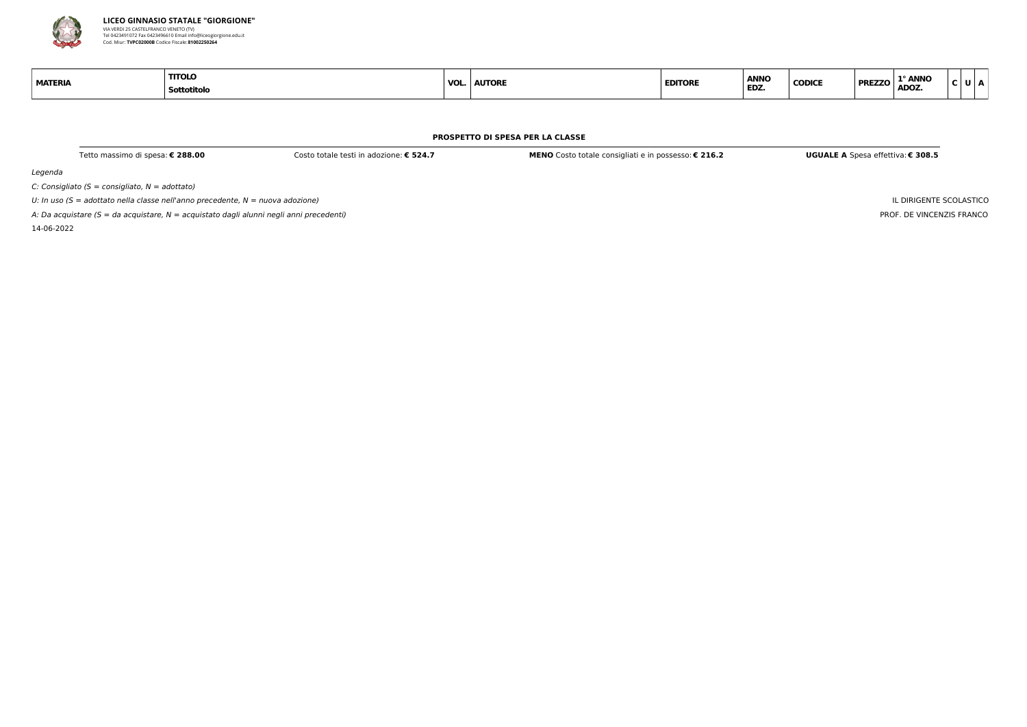**LICEO GINNASIO STATALE "GIORGIONE"**
VIA VERDI 25 CASTELFRANCO VENETO (TV)
Tel 0423491072 Fax 0423496610 Email info@liceogiorgione.edu.it
Cod. Miur: **TVPC02000B** Codice Fiscale: **81002250264**

| MATERIA | TITOLO<br>Sottotitolo | VOL. | AUTORE | EDITORE | ANNO EDZ. | CODICE | PREZZO | 1° ANNO ADOZ. | C | U | A |
|---|---|---|---|---|---|---|---|---|---|---|---|

**PROSPETTO DI SPESA PER LA CLASSE**

| Tetto massimo di spesa: **€ 288.00** | Costo totale testi in adozione: **€ 524.7** | **MENO** Costo totale consigliati e in possesso: **€ 216.2** | **UGUALE A** Spesa effettiva: **€ 308.5** |
|---|---|---|---|

*Legenda*

*C: Consigliato (S = consigliato, N = adottato)*

*U: In uso (S = adottato nella classe nell'anno precedente, N = nuova adozione)*

*A: Da acquistare (S = da acquistare, N = acquistato dagli alunni negli anni precedenti)*

14-06-2022

IL DIRIGENTE SCOLASTICO

PROF. DE VINCENZIS FRANCO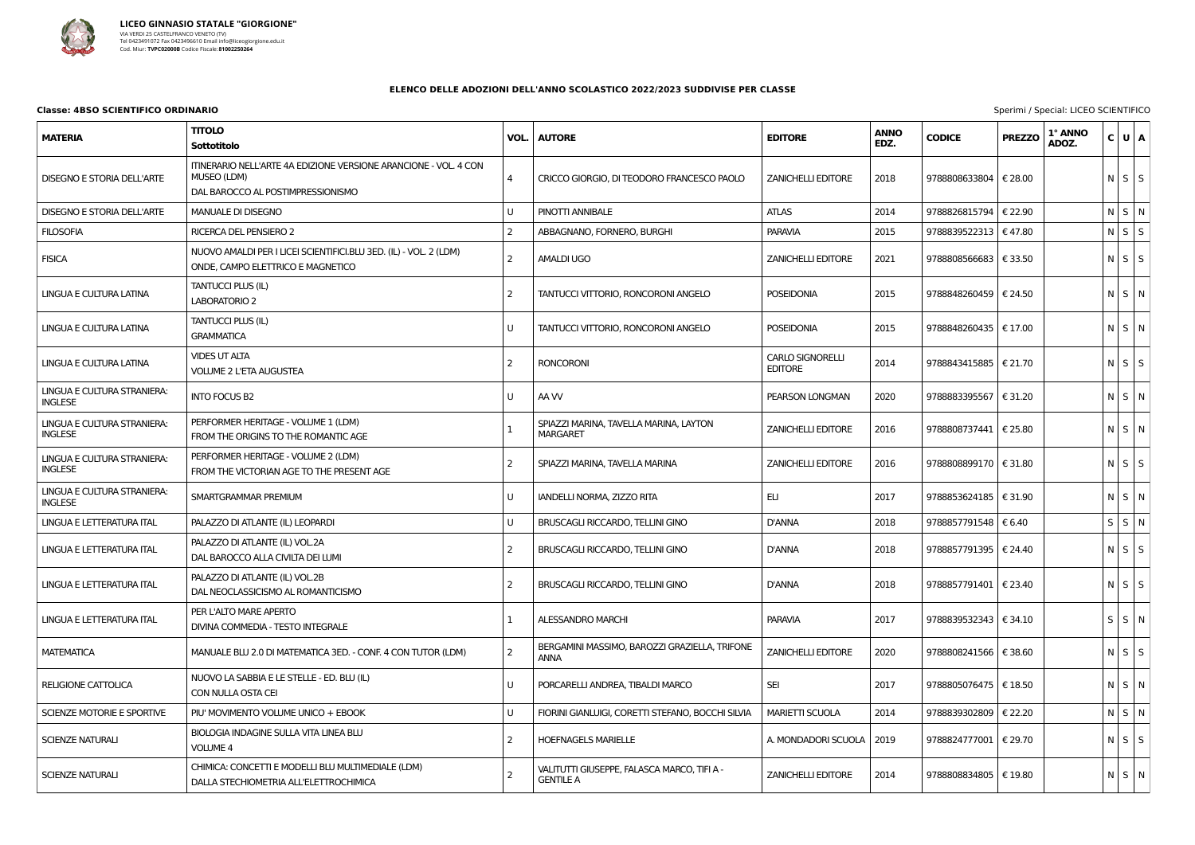**LICEO GINNASIO STATALE "GIORGIONE"**
VIA VERDI 25 CASTELFRANCO VENETO (TV)
Tel 0423491072 Fax 0423496610 Email info@liceogiorgione.edu.it
Cod. Miur: **TVPC02000B** Codice Fiscale: **81002250264**

### ELENCO DELLE ADOZIONI DELL'ANNO SCOLASTICO 2022/2023 SUDDIVISE PER CLASSE

**Classe: 4BSO SCIENTIFICO ORDINARIO** Sperimi / Special: LICEO SCIENTIFICO

| MATERIA | TITOLO<br>Sottotitolo | VOL. | AUTORE | EDITORE | ANNO EDZ. | CODICE | PREZZO | 1° ANNO ADOZ. | C | U | A |
|---|---|---|---|---|---|---|---|---|---|---|---|
| DISEGNO E STORIA DELL'ARTE | ITINERARIO NELL'ARTE 4A EDIZIONE VERSIONE ARANCIONE - VOL. 4 CON MUSEO (LDM)<br>DAL BAROCCO AL POSTIMPRESSIONISMO | 4 | CRICCO GIORGIO, DI TEODORO FRANCESCO PAOLO | ZANICHELLI EDITORE | 2018 | 9788808633804 | € 28.00 | | N | S | S |
| DISEGNO E STORIA DELL'ARTE | MANUALE DI DISEGNO | U | PINOTTI ANNIBALE | ATLAS | 2014 | 9788826815794 | € 22.90 | | N | S | N |
| FILOSOFIA | RICERCA DEL PENSIERO 2 | 2 | ABBAGNANO, FORNERO, BURGHI | PARAVIA | 2015 | 9788839522313 | € 47.80 | | N | S | S |
| FISICA | NUOVO AMALDI PER I LICEI SCIENTIFICI.BLU 3ED. (IL) - VOL. 2 (LDM)<br>ONDE, CAMPO ELETTRICO E MAGNETICO | 2 | AMALDI UGO | ZANICHELLI EDITORE | 2021 | 9788808566683 | € 33.50 | | N | S | S |
| LINGUA E CULTURA LATINA | TANTUCCI PLUS (IL)<br>LABORATORIO 2 | 2 | TANTUCCI VITTORIO, RONCORONI ANGELO | POSEIDONIA | 2015 | 9788848260459 | € 24.50 | | N | S | N |
| LINGUA E CULTURA LATINA | TANTUCCI PLUS (IL)<br>GRAMMATICA | U | TANTUCCI VITTORIO, RONCORONI ANGELO | POSEIDONIA | 2015 | 9788848260435 | € 17.00 | | N | S | N |
| LINGUA E CULTURA LATINA | VIDES UT ALTA<br>VOLUME 2 L'ETA AUGUSTEA | 2 | RONCORONI | CARLO SIGNORELLI EDITORE | 2014 | 9788843415885 | € 21.70 | | N | S | S |
| LINGUA E CULTURA STRANIERA: INGLESE | INTO FOCUS B2 | U | AA VV | PEARSON LONGMAN | 2020 | 9788883395567 | € 31.20 | | N | S | N |
| LINGUA E CULTURA STRANIERA: INGLESE | PERFORMER HERITAGE - VOLUME 1 (LDM)<br>FROM THE ORIGINS TO THE ROMANTIC AGE | 1 | SPIAZZI MARINA, TAVELLA MARINA, LAYTON MARGARET | ZANICHELLI EDITORE | 2016 | 9788808737441 | € 25.80 | | N | S | N |
| LINGUA E CULTURA STRANIERA: INGLESE | PERFORMER HERITAGE - VOLUME 2 (LDM)<br>FROM THE VICTORIAN AGE TO THE PRESENT AGE | 2 | SPIAZZI MARINA, TAVELLA MARINA | ZANICHELLI EDITORE | 2016 | 9788808899170 | € 31.80 | | N | S | S |
| LINGUA E CULTURA STRANIERA: INGLESE | SMARTGRAMMAR PREMIUM | U | IANDELLI NORMA, ZIZZO RITA | ELI | 2017 | 9788853624185 | € 31.90 | | N | S | N |
| LINGUA E LETTERATURA ITAL | PALAZZO DI ATLANTE (IL) LEOPARDI | U | BRUSCAGLI RICCARDO, TELLINI GINO | D'ANNA | 2018 | 9788857791548 | € 6.40 | | S | S | N |
| LINGUA E LETTERATURA ITAL | PALAZZO DI ATLANTE (IL) VOL.2A<br>DAL BAROCCO ALLA CIVILTA DEI LUMI | 2 | BRUSCAGLI RICCARDO, TELLINI GINO | D'ANNA | 2018 | 9788857791395 | € 24.40 | | N | S | S |
| LINGUA E LETTERATURA ITAL | PALAZZO DI ATLANTE (IL) VOL.2B<br>DAL NEOCLASSICISMO AL ROMANTICISMO | 2 | BRUSCAGLI RICCARDO, TELLINI GINO | D'ANNA | 2018 | 9788857791401 | € 23.40 | | N | S | S |
| LINGUA E LETTERATURA ITAL | PER L'ALTO MARE APERTO<br>DIVINA COMMEDIA - TESTO INTEGRALE | 1 | ALESSANDRO MARCHI | PARAVIA | 2017 | 9788839532343 | € 34.10 | | S | S | N |
| MATEMATICA | MANUALE BLU 2.0 DI MATEMATICA 3ED. - CONF. 4 CON TUTOR (LDM) | 2 | BERGAMINI MASSIMO, BAROZZI GRAZIELLA, TRIFONE ANNA | ZANICHELLI EDITORE | 2020 | 9788808241566 | € 38.60 | | N | S | S |
| RELIGIONE CATTOLICA | NUOVO LA SABBIA E LE STELLE - ED. BLU (IL)<br>CON NULLA OSTA CEI | U | PORCARELLI ANDREA, TIBALDI MARCO | SEI | 2017 | 9788805076475 | € 18.50 | | N | S | N |
| SCIENZE MOTORIE E SPORTIVE | PIU' MOVIMENTO VOLUME UNICO + EBOOK | U | FIORINI GIANLUIGI, CORETTI STEFANO, BOCCHI SILVIA | MARIETTI SCUOLA | 2014 | 9788839302809 | € 22.20 | | N | S | N |
| SCIENZE NATURALI | BIOLOGIA INDAGINE SULLA VITA LINEA BLU<br>VOLUME 4 | 2 | HOEFNAGELS MARIELLE | A. MONDADORI SCUOLA | 2019 | 9788824777001 | € 29.70 | | N | S | S |
| SCIENZE NATURALI | CHIMICA: CONCETTI E MODELLI BLU MULTIMEDIALE (LDM)<br>DALLA STECHIOMETRIA ALL'ELETTROCHIMICA | 2 | VALITUTTI GIUSEPPE, FALASCA MARCO, TIFI A - GENTILE A | ZANICHELLI EDITORE | 2014 | 9788808834805 | € 19.80 | | N | S | N |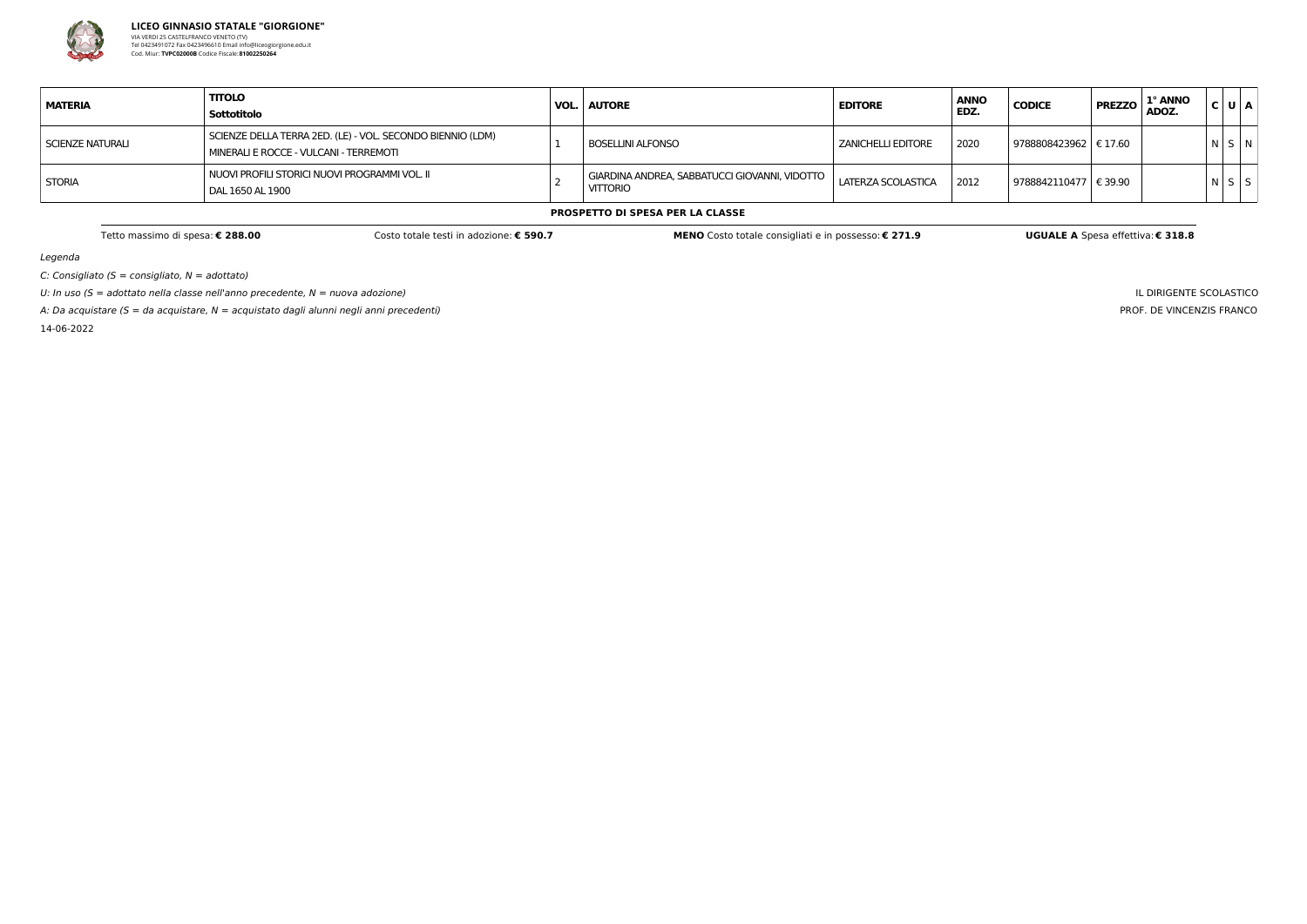**LICEO GINNASIO STATALE "GIORGIONE"**
VIA VERDI 25 CASTELFRANCO VENETO (TV)
Tel 0423491072 Fax 0423496610 Email info@liceogiorgione.edu.it
Cod. Miur: **TVPC02000B** Codice Fiscale: **81002250264**

| MATERIA | TITOLO<br>Sottotitolo | VOL. | AUTORE | EDITORE | ANNO EDZ. | CODICE | PREZZO | 1° ANNO ADOZ. | C | U | A |
|---|---|---|---|---|---|---|---|---|---|---|---|
| SCIENZE NATURALI | SCIENZE DELLA TERRA 2ED. (LE) - VOL. SECONDO BIENNIO (LDM)<br>MINERALI E ROCCE - VULCANI - TERREMOTI | 1 | BOSELLINI ALFONSO | ZANICHELLI EDITORE | 2020 | 9788808423962 | € 17.60 | | N | S | N |
| STORIA | NUOVI PROFILI STORICI NUOVI PROGRAMMI VOL. II<br>DAL 1650 AL 1900 | 2 | GIARDINA ANDREA, SABBATUCCI GIOVANNI, VIDOTTO VITTORIO | LATERZA SCOLASTICA | 2012 | 9788842110477 | € 39.90 | | N | S | S |

**PROSPETTO DI SPESA PER LA CLASSE**

Tetto massimo di spesa: **€ 288.00** Costo totale testi in adozione: **€ 590.7** **MENO** Costo totale consigliati e in possesso: **€ 271.9** **UGUALE A** Spesa effettiva: **€ 318.8**

*Legenda*

*C: Consigliato (S = consigliato, N = adottato)*

*U: In uso (S = adottato nella classe nell'anno precedente, N = nuova adozione)*

*A: Da acquistare (S = da acquistare, N = acquistato dagli alunni negli anni precedenti)*

14-06-2022

IL DIRIGENTE SCOLASTICO
PROF. DE VINCENZIS FRANCO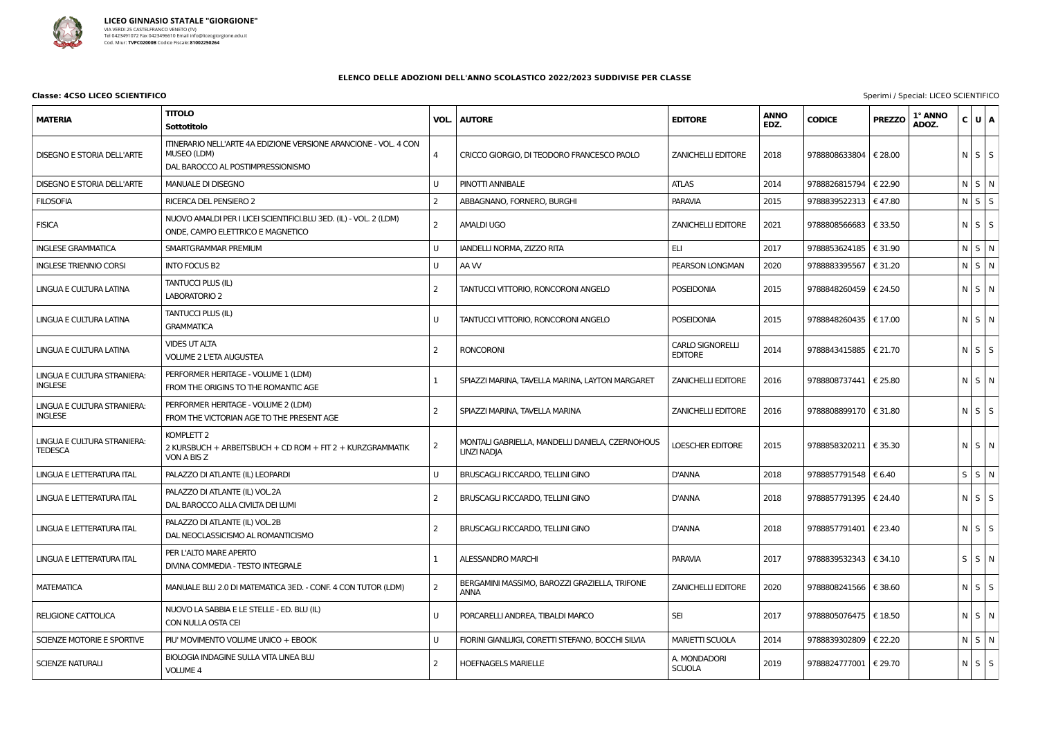**LICEO GINNASIO STATALE "GIORGIONE"**
VIA VERDI 25 CASTELFRANCO VENETO (TV)
Tel 0423491072 Fax 0423496610 Email info@liceogiorgione.edu.it
Cod. Miur: **TVPC02000B** Codice Fiscale: **81002250264**

### ELENCO DELLE ADOZIONI DELL'ANNO SCOLASTICO 2022/2023 SUDDIVISE PER CLASSE

**Classe: 4CSO LICEO SCIENTIFICO**

Sperimi / Special: LICEO SCIENTIFICO

| MATERIA | TITOLO<br>Sottotitolo | VOL. | AUTORE | EDITORE | ANNO EDZ. | CODICE | PREZZO | 1° ANNO ADOZ. | C | U | A |
|---|---|---|---|---|---|---|---|---|---|---|---|
| DISEGNO E STORIA DELL'ARTE | ITINERARIO NELL'ARTE 4A EDIZIONE VERSIONE ARANCIONE - VOL. 4 CON MUSEO (LDM)<br>DAL BAROCCO AL POSTIMPRESSIONISMO | 4 | CRICCO GIORGIO, DI TEODORO FRANCESCO PAOLO | ZANICHELLI EDITORE | 2018 | 9788808633804 | € 28.00 | | N | S | S |
| DISEGNO E STORIA DELL'ARTE | MANUALE DI DISEGNO | U | PINOTTI ANNIBALE | ATLAS | 2014 | 9788826815794 | € 22.90 | | N | S | N |
| FILOSOFIA | RICERCA DEL PENSIERO 2 | 2 | ABBAGNANO, FORNERO, BURGHI | PARAVIA | 2015 | 9788839522313 | € 47.80 | | N | S | S |
| FISICA | NUOVO AMALDI PER I LICEI SCIENTIFICI.BLU 3ED. (IL) - VOL. 2 (LDM)<br>ONDE, CAMPO ELETTRICO E MAGNETICO | 2 | AMALDI UGO | ZANICHELLI EDITORE | 2021 | 9788808566683 | € 33.50 | | N | S | S |
| INGLESE GRAMMATICA | SMARTGRAMMAR PREMIUM | U | IANDELLI NORMA, ZIZZO RITA | ELI | 2017 | 9788853624185 | € 31.90 | | N | S | N |
| INGLESE TRIENNIO CORSI | INTO FOCUS B2 | U | AA VV | PEARSON LONGMAN | 2020 | 9788883395567 | € 31.20 | | N | S | N |
| LINGUA E CULTURA LATINA | TANTUCCI PLUS (IL)<br>LABORATORIO 2 | 2 | TANTUCCI VITTORIO, RONCORONI ANGELO | POSEIDONIA | 2015 | 9788848260459 | € 24.50 | | N | S | N |
| LINGUA E CULTURA LATINA | TANTUCCI PLUS (IL)<br>GRAMMATICA | U | TANTUCCI VITTORIO, RONCORONI ANGELO | POSEIDONIA | 2015 | 9788848260435 | € 17.00 | | N | S | N |
| LINGUA E CULTURA LATINA | VIDES UT ALTA<br>VOLUME 2 L'ETA AUGUSTEA | 2 | RONCORONI | CARLO SIGNORELLI EDITORE | 2014 | 9788843415885 | € 21.70 | | N | S | S |
| LINGUA E CULTURA STRANIERA: INGLESE | PERFORMER HERITAGE - VOLUME 1 (LDM)<br>FROM THE ORIGINS TO THE ROMANTIC AGE | 1 | SPIAZZI MARINA, TAVELLA MARINA, LAYTON MARGARET | ZANICHELLI EDITORE | 2016 | 9788808737441 | € 25.80 | | N | S | N |
| LINGUA E CULTURA STRANIERA: INGLESE | PERFORMER HERITAGE - VOLUME 2 (LDM)<br>FROM THE VICTORIAN AGE TO THE PRESENT AGE | 2 | SPIAZZI MARINA, TAVELLA MARINA | ZANICHELLI EDITORE | 2016 | 9788808899170 | € 31.80 | | N | S | S |
| LINGUA E CULTURA STRANIERA: TEDESCA | KOMPLETT 2<br>2 KURSBUCH + ARBEITSBUCH + CD ROM + FIT 2 + KURZGRAMMATIK VON A BIS Z | 2 | MONTALI GABRIELLA, MANDELLI DANIELA, CZERNOHOUS LINZI NADJA | LOESCHER EDITORE | 2015 | 9788858320211 | € 35.30 | | N | S | N |
| LINGUA E LETTERATURA ITAL | PALAZZO DI ATLANTE (IL) LEOPARDI | U | BRUSCAGLI RICCARDO, TELLINI GINO | D'ANNA | 2018 | 9788857791548 | € 6.40 | | S | S | N |
| LINGUA E LETTERATURA ITAL | PALAZZO DI ATLANTE (IL) VOL.2A<br>DAL BAROCCO ALLA CIVILTA DEI LUMI | 2 | BRUSCAGLI RICCARDO, TELLINI GINO | D'ANNA | 2018 | 9788857791395 | € 24.40 | | N | S | S |
| LINGUA E LETTERATURA ITAL | PALAZZO DI ATLANTE (IL) VOL.2B<br>DAL NEOCLASSICISMO AL ROMANTICISMO | 2 | BRUSCAGLI RICCARDO, TELLINI GINO | D'ANNA | 2018 | 9788857791401 | € 23.40 | | N | S | S |
| LINGUA E LETTERATURA ITAL | PER L'ALTO MARE APERTO<br>DIVINA COMMEDIA - TESTO INTEGRALE | 1 | ALESSANDRO MARCHI | PARAVIA | 2017 | 9788839532343 | € 34.10 | | S | S | N |
| MATEMATICA | MANUALE BLU 2.0 DI MATEMATICA 3ED. - CONF. 4 CON TUTOR (LDM) | 2 | BERGAMINI MASSIMO, BAROZZI GRAZIELLA, TRIFONE ANNA | ZANICHELLI EDITORE | 2020 | 9788808241566 | € 38.60 | | N | S | S |
| RELIGIONE CATTOLICA | NUOVO LA SABBIA E LE STELLE - ED. BLU (IL)<br>CON NULLA OSTA CEI | U | PORCARELLI ANDREA, TIBALDI MARCO | SEI | 2017 | 9788805076475 | € 18.50 | | N | S | N |
| SCIENZE MOTORIE E SPORTIVE | PIU' MOVIMENTO VOLUME UNICO + EBOOK | U | FIORINI GIANLUIGI, CORETTI STEFANO, BOCCHI SILVIA | MARIETTI SCUOLA | 2014 | 9788839302809 | € 22.20 | | N | S | N |
| SCIENZE NATURALI | BIOLOGIA INDAGINE SULLA VITA LINEA BLU<br>VOLUME 4 | 2 | HOEFNAGELS MARIELLE | A. MONDADORI SCUOLA | 2019 | 9788824777001 | € 29.70 | | N | S | S |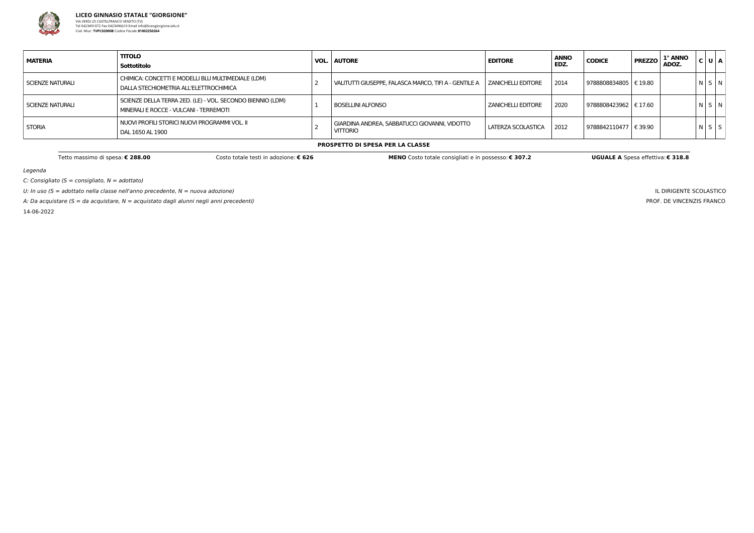**LICEO GINNASIO STATALE "GIORGIONE"**
VIA VERDI 25 CASTELFRANCO VENETO (TV)
Tel 0423491072 Fax 0423496610 Email info@liceogiorgione.edu.it
Cod. Miur: **TVPC02000B** Codice Fiscale: **81002250264**

| MATERIA | TITOLO<br>**Sottotitolo** | VOL. | AUTORE | EDITORE | ANNO EDZ. | CODICE | PREZZO | 1° ANNO ADOZ. | C | U | A |
|---|---|---|---|---|---|---|---|---|---|---|---|
| SCIENZE NATURALI | CHIMICA: CONCETTI E MODELLI BLU MULTIMEDIALE (LDM)<br>DALLA STECHIOMETRIA ALL'ELETTROCHIMICA | 2 | VALITUTTI GIUSEPPE, FALASCA MARCO, TIFI A - GENTILE A | ZANICHELLI EDITORE | 2014 | 9788808834805 | € 19.80 | | N | S | N |
| SCIENZE NATURALI | SCIENZE DELLA TERRA 2ED. (LE) - VOL. SECONDO BIENNIO (LDM)<br>MINERALI E ROCCE - VULCANI - TERREMOTI | 1 | BOSELLINI ALFONSO | ZANICHELLI EDITORE | 2020 | 9788808423962 | € 17.60 | | N | S | N |
| STORIA | NUOVI PROFILI STORICI NUOVI PROGRAMMI VOL. II<br>DAL 1650 AL 1900 | 2 | GIARDINA ANDREA, SABBATUCCI GIOVANNI, VIDOTTO VITTORIO | LATERZA SCOLASTICA | 2012 | 9788842110477 | € 39.90 | | N | S | S |

**PROSPETTO DI SPESA PER LA CLASSE**

Tetto massimo di spesa: **€ 288.00** Costo totale testi in adozione: **€ 626** **MENO** Costo totale consigliati e in possesso: **€ 307.2** **UGUALE A** Spesa effettiva: **€ 318.8**

*Legenda*

*C: Consigliato (S = consigliato, N = adottato)*

*U: In uso (S = adottato nella classe nell'anno precedente, N = nuova adozione)*

*A: Da acquistare (S = da acquistare, N = acquistato dagli alunni negli anni precedenti)*

14-06-2022

IL DIRIGENTE SCOLASTICO
PROF. DE VINCENZIS FRANCO